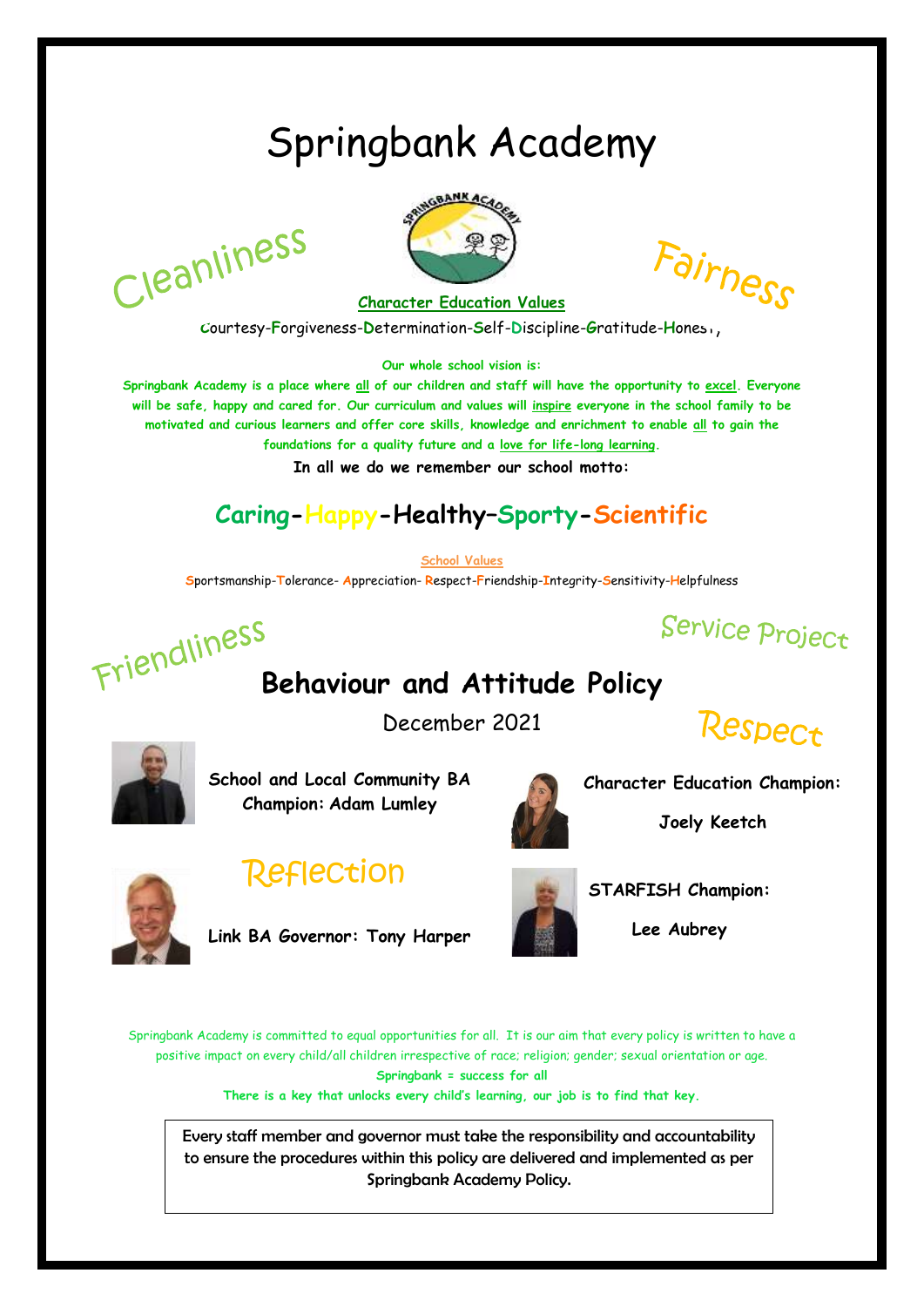# Springbank Academy

Cleanliness

Fairness

**Character Education Values**

Courtesy-Forgiveness-Determination-Self-Discipline-Gratitude-Honesty

**Our whole school vision is:**

**Springbank Academy is a place where all of our children and staff will have the opportunity to excel. Everyone will be safe, happy and cared for. Our curriculum and values will inspire everyone in the school family to be motivated and curious learners and offer core skills, knowledge and enrichment to enable all to gain the foundations for a quality future and a love for life-long learning.**

**In all we do we remember our school motto:**

## Caring-Happy-Healthy–Sporty-Scientific

**School Values**

Sportsmanship-Tolerance- Appreciation- Respect-Friendship-Integrity-Sensitivity-Helpfulness

Friendliness

Service Project

# Behaviour and Attitude Policy

December 2021

Respect

**School and Local Community BA Champion: Adam Lumley**

**Character Education Champion: Joely Keetch**

Reflection

**Link BA Governor: Tony Harper**

**STARFISH Champion: Lee Aubrey**

Springbank Academy is committed to equal opportunities for all. It is our aim that every policy is written to have a positive impact on every child/all children irrespective of race; religion; gender; sexual orientation or age.

**Springbank = success for all**

**There is a key that unlocks every child's learning, our job is to find that key.**

Every staff member and governor must take the responsibility and accountability to ensure the procedures within this policy are delivered and implemented as per Springbank Academy Policy.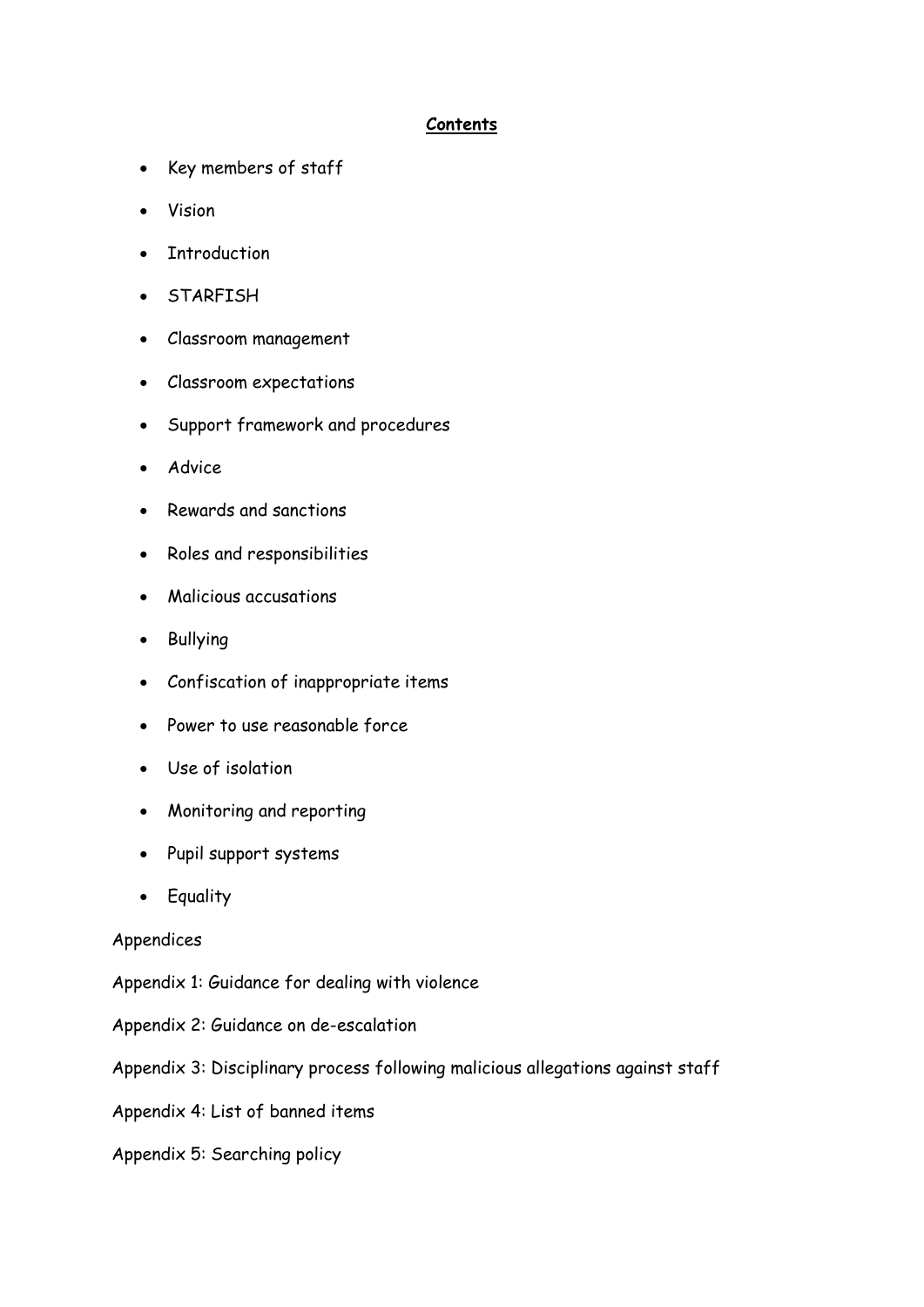## Contents

- Key members of staff
- Vision
- Introduction
- STARFISH
- Classroom management
- Classroom expectations
- Support framework and procedures
- Advice
- Rewards and sanctions
- Roles and responsibilities
- Malicious accusations
- Bullying
- Confiscation of inappropriate items
- Power to use reasonable force
- Use of isolation
- Monitoring and reporting
- Pupil support systems
- Equality

Appendices

Appendix 1: Guidance for dealing with violence

Appendix 2: Guidance on de-escalation

Appendix 3: Disciplinary process following malicious allegations against staff

Appendix 4: List of banned items

Appendix 5: Searching policy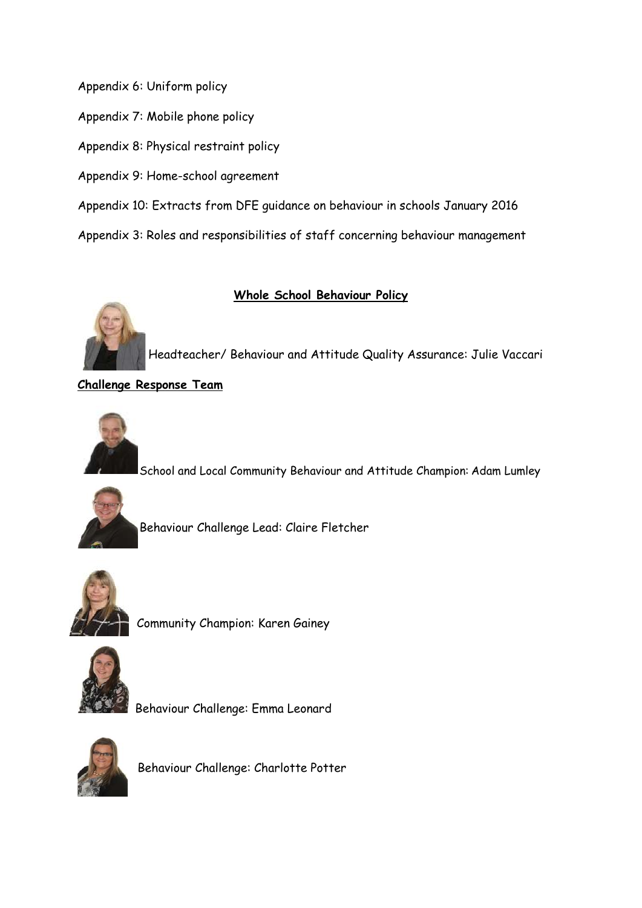Appendix 6: Uniform policy

Appendix 7: Mobile phone policy

Appendix 8: Physical restraint policy

Appendix 9: Home-school agreement

Appendix 10: Extracts from DFE guidance on behaviour in schools January 2016

Appendix 3: Roles and responsibilities of staff concerning behaviour management

## **Whole School Behaviour Policy**

Headteacher/ Behaviour and Attitude Quality Assurance: Julie Vaccari

**Challenge Response Team**

School and Local Community Behaviour and Attitude Champion: Adam Lumley

Behaviour Challenge Lead: Claire Fletcher

Community Champion: Karen Gainey

Behaviour Challenge: Emma Leonard

Behaviour Challenge: Charlotte Potter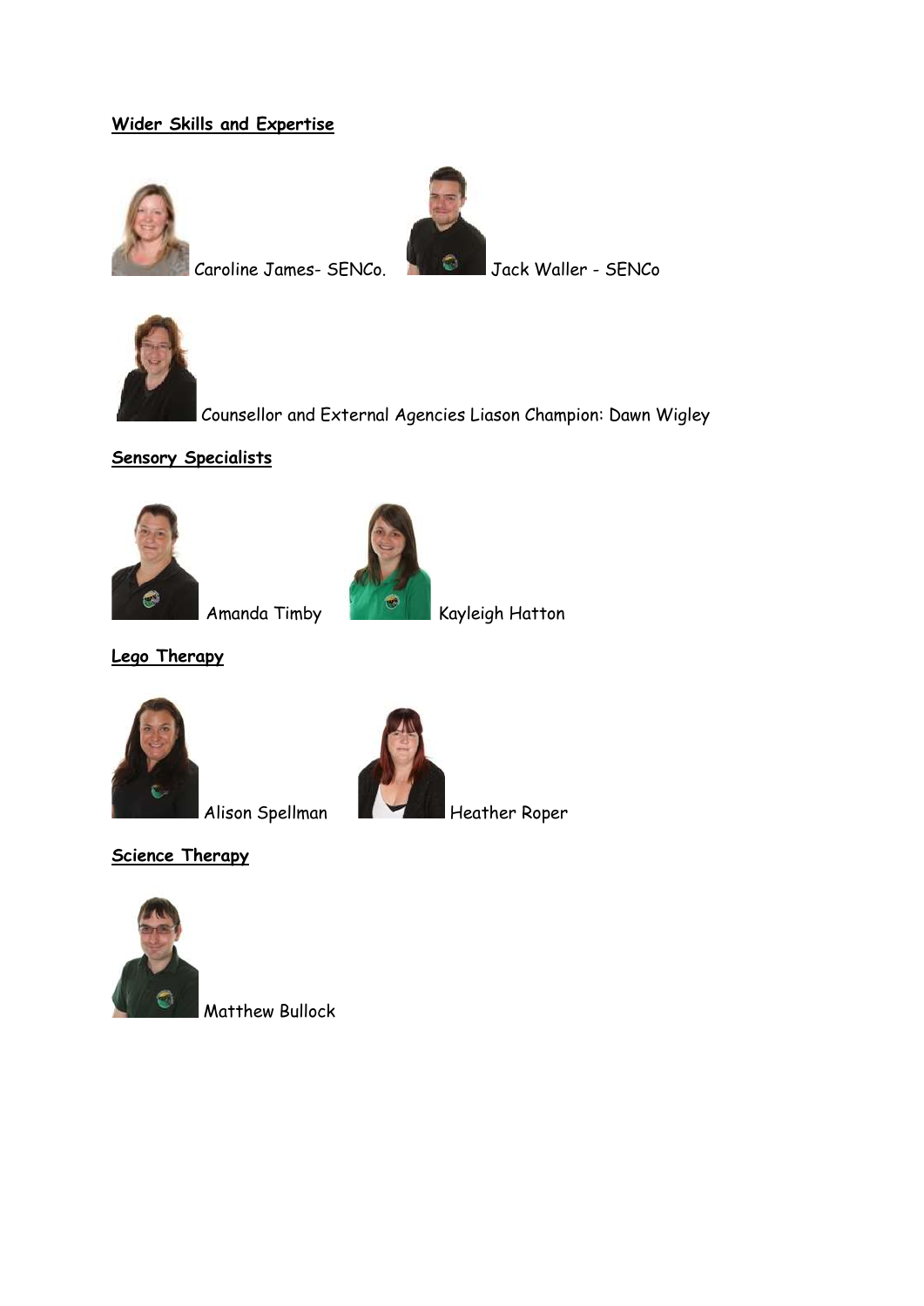**Wider Skills and Expertise**

Caroline James- SENCo. Jack Waller - SENCo

Counsellor and External Agencies Liason Champion: Dawn Wigley

**Sensory Specialists**

Amanda Timby Kayleigh Hatton

**Lego Therapy**

Alison Spellman Heather Roper

**Science Therapy**

Matthew Bullock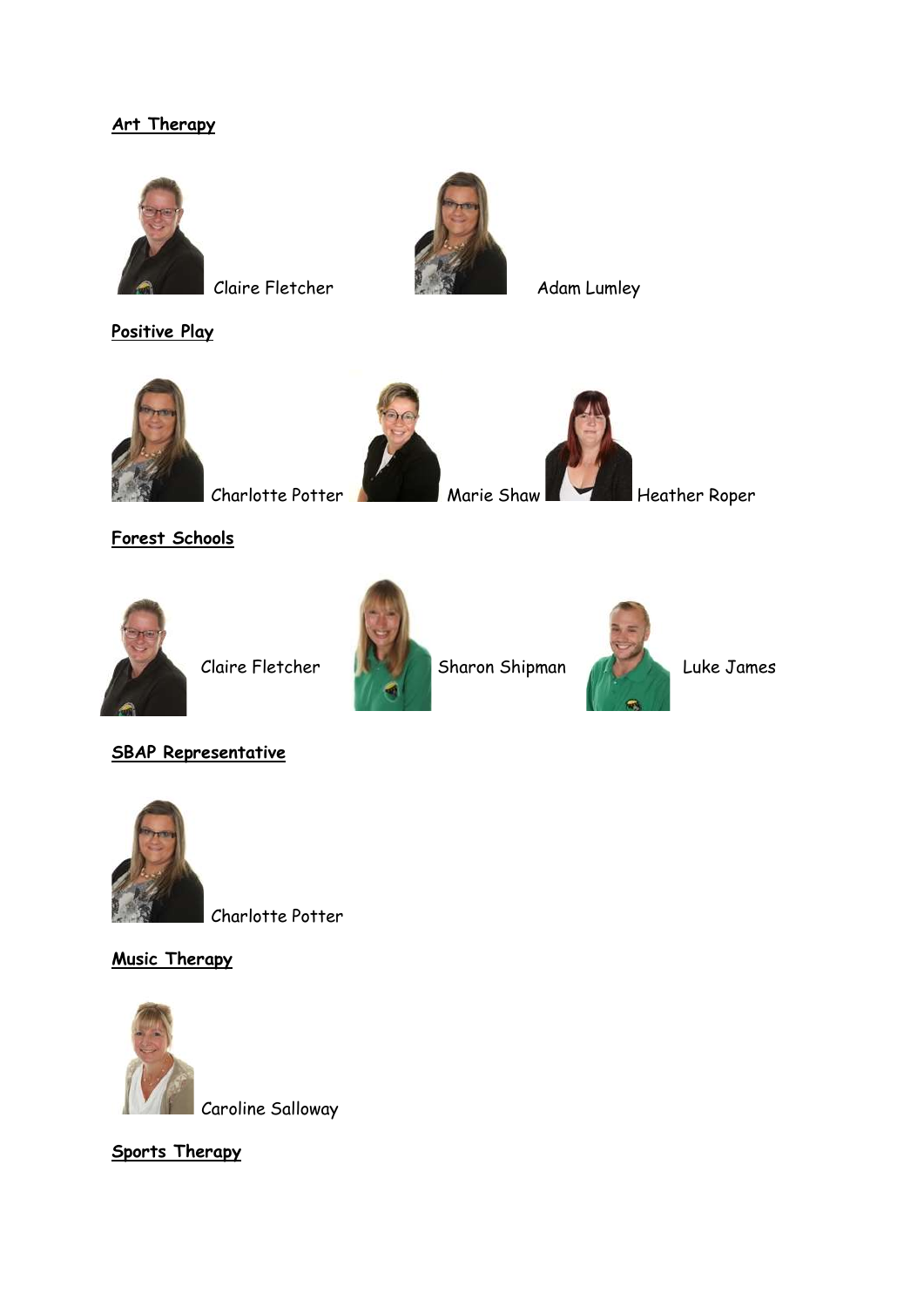**Art Therapy**

Claire Fletcher

Adam Lumley

**Positive Play**

Charlotte Potter

Marie Shaw

Heather Roper

**Forest Schools**

Claire Fletcher

Sharon Shipman

Luke James

**SBAP Representative**

Charlotte Potter

**Music Therapy**

Caroline Salloway

**Sports Therapy**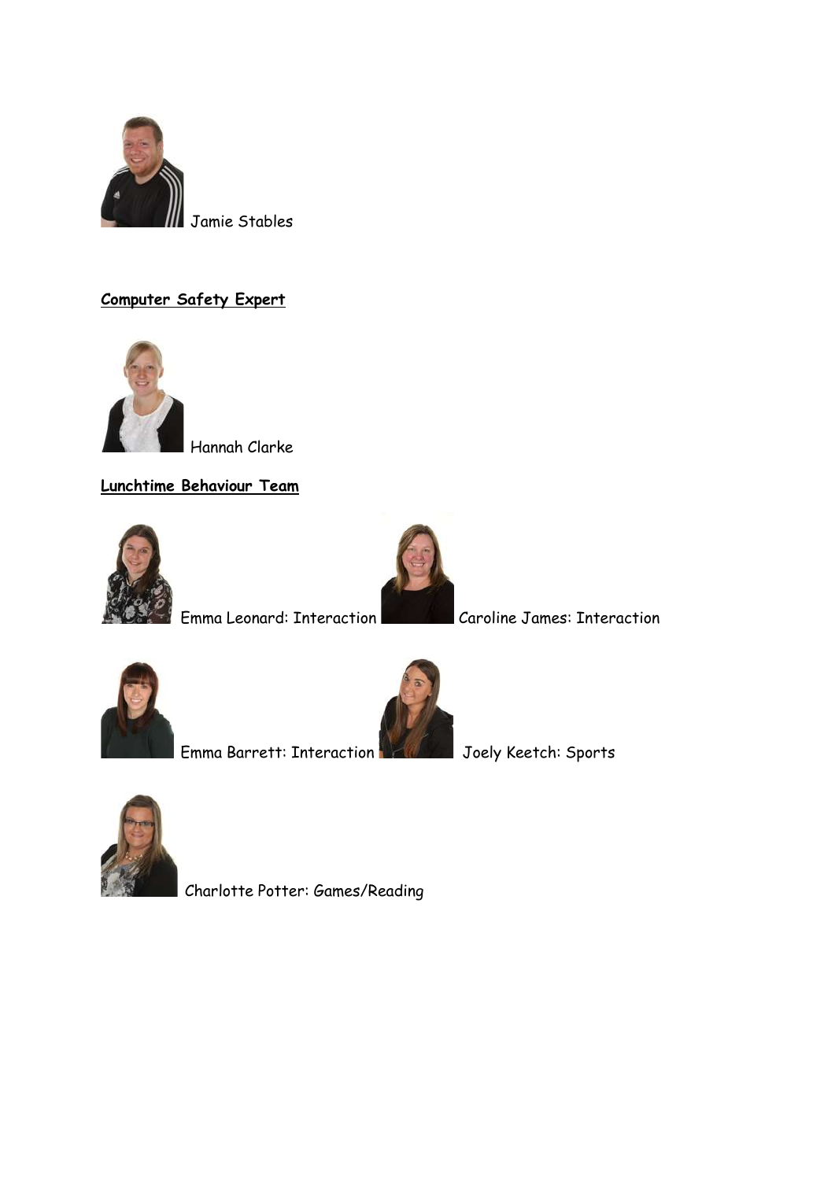Jamie Stables

## Computer Safety Expert

Hannah Clarke

## Lunchtime Behaviour Team

Emma Leonard: Interaction

Caroline James: Interaction

Emma Barrett: Interaction

Joely Keetch: Sports

Charlotte Potter: Games/Reading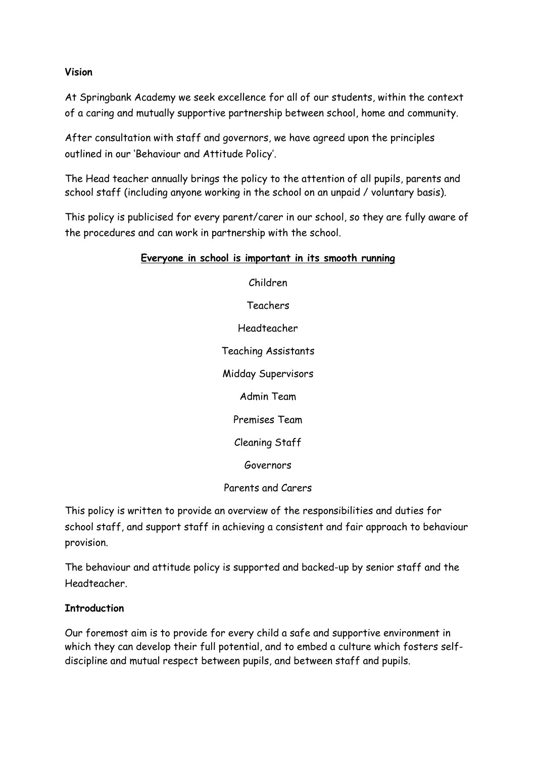**Vision**

At Springbank Academy we seek excellence for all of our students, within the context of a caring and mutually supportive partnership between school, home and community.

After consultation with staff and governors, we have agreed upon the principles outlined in our 'Behaviour and Attitude Policy'.

The Head teacher annually brings the policy to the attention of all pupils, parents and school staff (including anyone working in the school on an unpaid / voluntary basis).

This policy is publicised for every parent/carer in our school, so they are fully aware of the procedures and can work in partnership with the school.

**Everyone in school is important in its smooth running**

Children

Teachers

Headteacher

Teaching Assistants

Midday Supervisors

Admin Team

Premises Team

Cleaning Staff

Governors

Parents and Carers

This policy is written to provide an overview of the responsibilities and duties for school staff, and support staff in achieving a consistent and fair approach to behaviour provision.

The behaviour and attitude policy is supported and backed-up by senior staff and the Headteacher.

**Introduction**

Our foremost aim is to provide for every child a safe and supportive environment in which they can develop their full potential, and to embed a culture which fosters self-discipline and mutual respect between pupils, and between staff and pupils.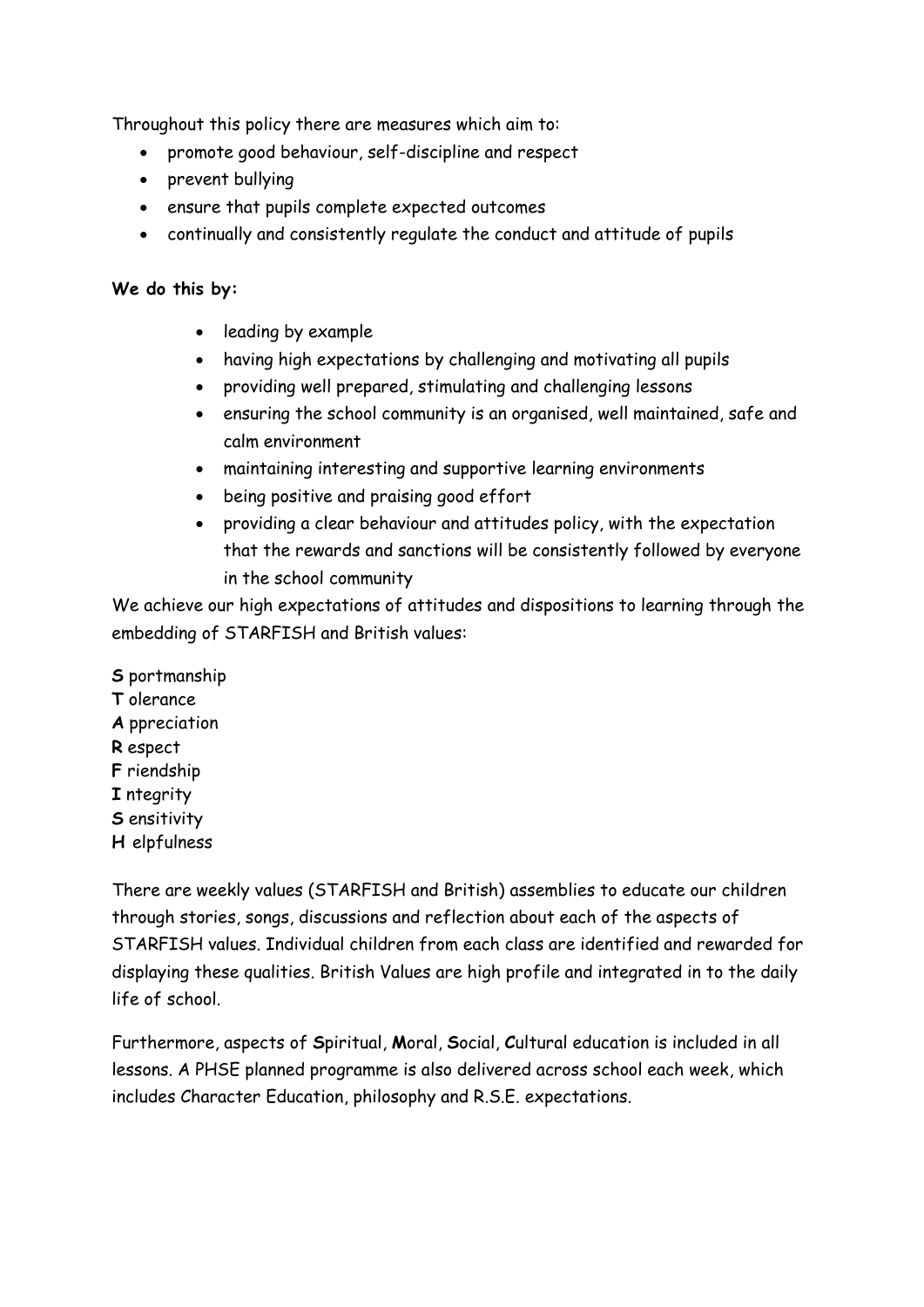Throughout this policy there are measures which aim to:

- promote good behaviour, self-discipline and respect
- prevent bullying
- ensure that pupils complete expected outcomes
- continually and consistently regulate the conduct and attitude of pupils

**We do this by:**

- leading by example
- having high expectations by challenging and motivating all pupils
- providing well prepared, stimulating and challenging lessons
- ensuring the school community is an organised, well maintained, safe and calm environment
- maintaining interesting and supportive learning environments
- being positive and praising good effort
- providing a clear behaviour and attitudes policy, with the expectation that the rewards and sanctions will be consistently followed by everyone in the school community

We achieve our high expectations of attitudes and dispositions to learning through the embedding of STARFISH and British values:

**S** portmanship
**T** olerance
**A** ppreciation
**R** espect
**F** riendship
**I** ntegrity
**S** ensitivity
**H** elpfulness

There are weekly values (STARFISH and British) assemblies to educate our children through stories, songs, discussions and reflection about each of the aspects of STARFISH values. Individual children from each class are identified and rewarded for displaying these qualities. British Values are high profile and integrated in to the daily life of school.

Furthermore, aspects of **S**piritual, **M**oral, **S**ocial, **C**ultural education is included in all lessons. A PHSE planned programme is also delivered across school each week, which includes Character Education, philosophy and R.S.E. expectations.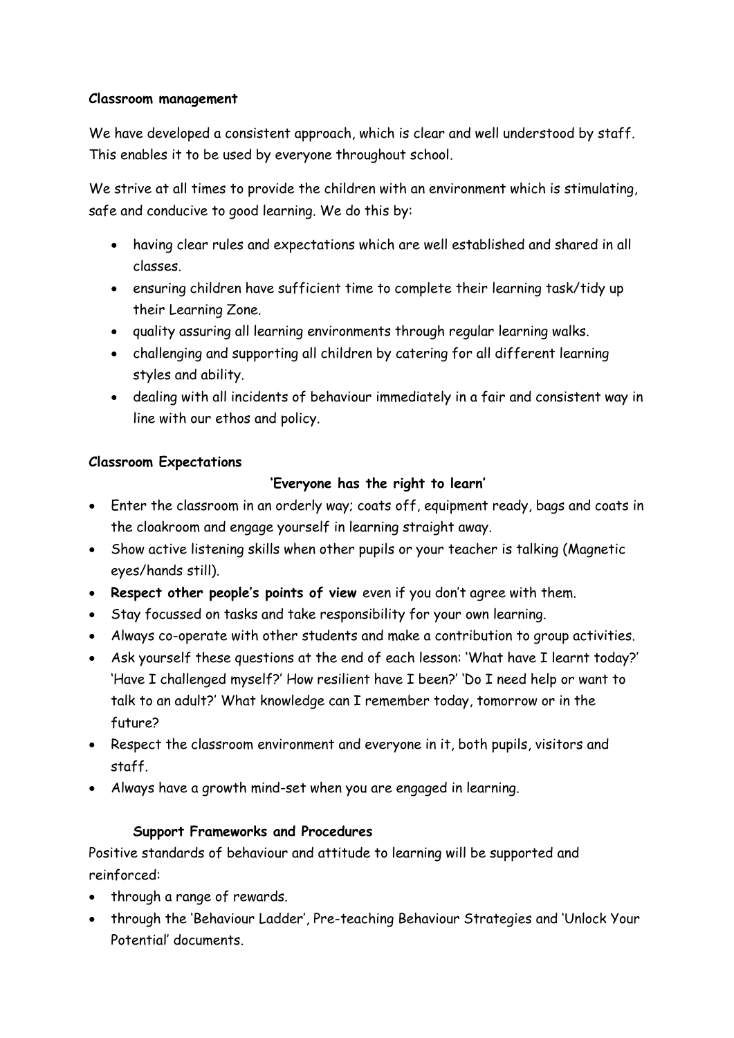**Classroom management**

We have developed a consistent approach, which is clear and well understood by staff. This enables it to be used by everyone throughout school.

We strive at all times to provide the children with an environment which is stimulating, safe and conducive to good learning. We do this by:

- having clear rules and expectations which are well established and shared in all classes.
- ensuring children have sufficient time to complete their learning task/tidy up their Learning Zone.
- quality assuring all learning environments through regular learning walks.
- challenging and supporting all children by catering for all different learning styles and ability.
- dealing with all incidents of behaviour immediately in a fair and consistent way in line with our ethos and policy.

**Classroom Expectations**

**'Everyone has the right to learn'**

- Enter the classroom in an orderly way; coats off, equipment ready, bags and coats in the cloakroom and engage yourself in learning straight away.
- Show active listening skills when other pupils or your teacher is talking (Magnetic eyes/hands still).
- **Respect other people's points of view** even if you don't agree with them.
- Stay focussed on tasks and take responsibility for your own learning.
- Always co-operate with other students and make a contribution to group activities.
- Ask yourself these questions at the end of each lesson: 'What have I learnt today?' 'Have I challenged myself?' How resilient have I been?' 'Do I need help or want to talk to an adult?' What knowledge can I remember today, tomorrow or in the future?
- Respect the classroom environment and everyone in it, both pupils, visitors and staff.
- Always have a growth mind-set when you are engaged in learning.

**Support Frameworks and Procedures**

Positive standards of behaviour and attitude to learning will be supported and reinforced:

- through a range of rewards.
- through the 'Behaviour Ladder', Pre-teaching Behaviour Strategies and 'Unlock Your Potential' documents.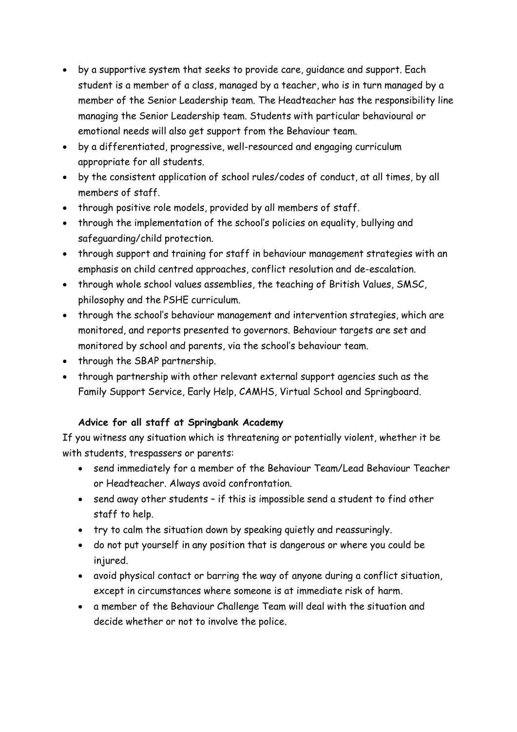- by a supportive system that seeks to provide care, guidance and support. Each student is a member of a class, managed by a teacher, who is in turn managed by a member of the Senior Leadership team. The Headteacher has the responsibility line managing the Senior Leadership team. Students with particular behavioural or emotional needs will also get support from the Behaviour team.
- by a differentiated, progressive, well-resourced and engaging curriculum appropriate for all students.
- by the consistent application of school rules/codes of conduct, at all times, by all members of staff.
- through positive role models, provided by all members of staff.
- through the implementation of the school's policies on equality, bullying and safeguarding/child protection.
- through support and training for staff in behaviour management strategies with an emphasis on child centred approaches, conflict resolution and de-escalation.
- through whole school values assemblies, the teaching of British Values, SMSC, philosophy and the PSHE curriculum.
- through the school's behaviour management and intervention strategies, which are monitored, and reports presented to governors. Behaviour targets are set and monitored by school and parents, via the school's behaviour team.
- through the SBAP partnership.
- through partnership with other relevant external support agencies such as the Family Support Service, Early Help, CAMHS, Virtual School and Springboard.

**Advice for all staff at Springbank Academy**

If you witness any situation which is threatening or potentially violent, whether it be with students, trespassers or parents:

- send immediately for a member of the Behaviour Team/Lead Behaviour Teacher or Headteacher. Always avoid confrontation.
- send away other students – if this is impossible send a student to find other staff to help.
- try to calm the situation down by speaking quietly and reassuringly.
- do not put yourself in any position that is dangerous or where you could be injured.
- avoid physical contact or barring the way of anyone during a conflict situation, except in circumstances where someone is at immediate risk of harm.
- a member of the Behaviour Challenge Team will deal with the situation and decide whether or not to involve the police.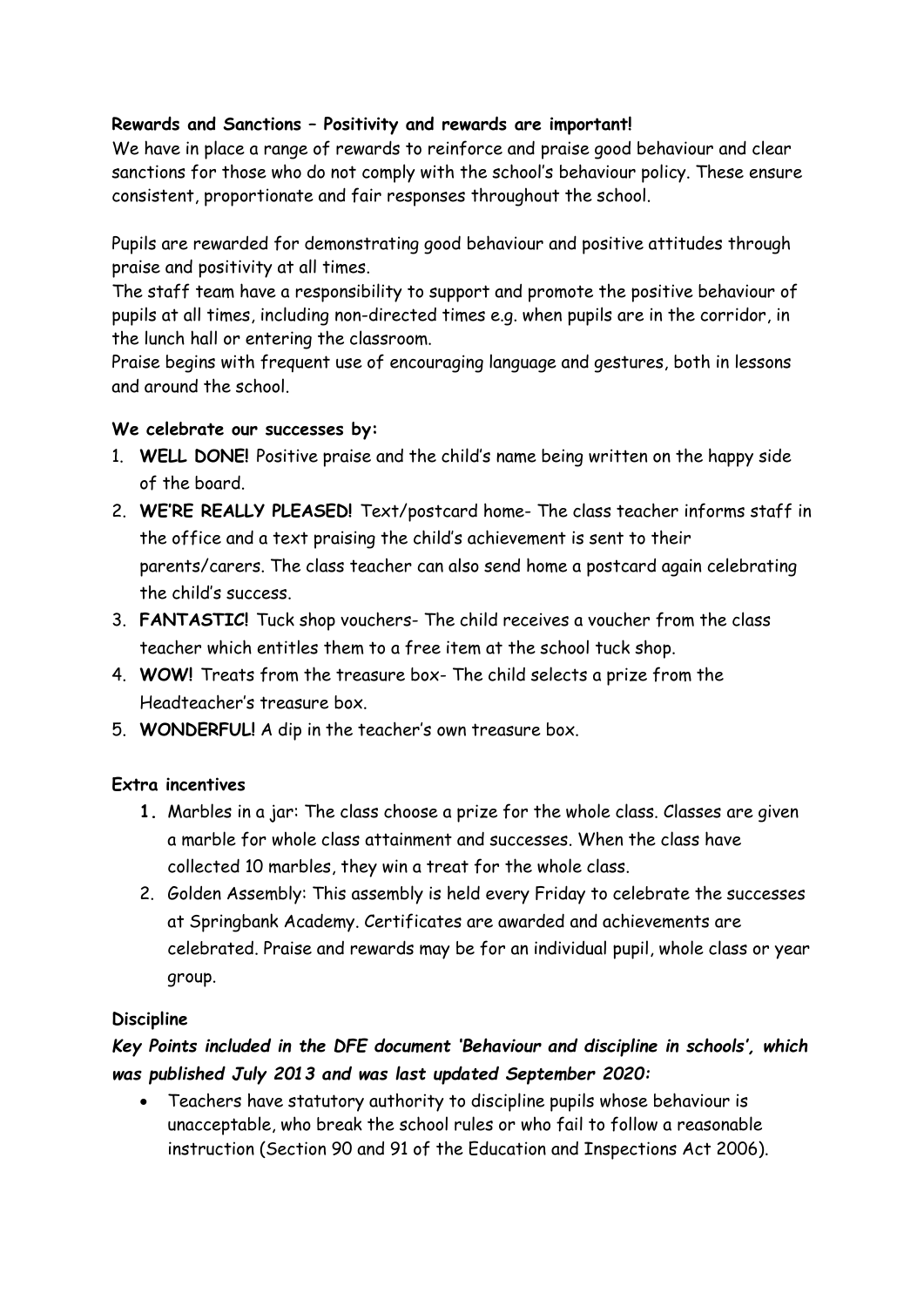**Rewards and Sanctions – Positivity and rewards are important!**

We have in place a range of rewards to reinforce and praise good behaviour and clear sanctions for those who do not comply with the school's behaviour policy. These ensure consistent, proportionate and fair responses throughout the school.

Pupils are rewarded for demonstrating good behaviour and positive attitudes through praise and positivity at all times.

The staff team have a responsibility to support and promote the positive behaviour of pupils at all times, including non-directed times e.g. when pupils are in the corridor, in the lunch hall or entering the classroom.

Praise begins with frequent use of encouraging language and gestures, both in lessons and around the school.

**We celebrate our successes by:**

1. **WELL DONE!** Positive praise and the child's name being written on the happy side of the board.
2. **WE'RE REALLY PLEASED!** Text/postcard home- The class teacher informs staff in the office and a text praising the child's achievement is sent to their parents/carers. The class teacher can also send home a postcard again celebrating the child's success.
3. **FANTASTIC!** Tuck shop vouchers- The child receives a voucher from the class teacher which entitles them to a free item at the school tuck shop.
4. **WOW!** Treats from the treasure box- The child selects a prize from the Headteacher's treasure box.
5. **WONDERFUL!** A dip in the teacher's own treasure box.

**Extra incentives**

1. Marbles in a jar: The class choose a prize for the whole class. Classes are given a marble for whole class attainment and successes. When the class have collected 10 marbles, they win a treat for the whole class.
2. Golden Assembly: This assembly is held every Friday to celebrate the successes at Springbank Academy. Certificates are awarded and achievements are celebrated. Praise and rewards may be for an individual pupil, whole class or year group.

**Discipline**

***Key Points included in the DFE document 'Behaviour and discipline in schools', which was published July 2013 and was last updated September 2020:***

- Teachers have statutory authority to discipline pupils whose behaviour is unacceptable, who break the school rules or who fail to follow a reasonable instruction (Section 90 and 91 of the Education and Inspections Act 2006).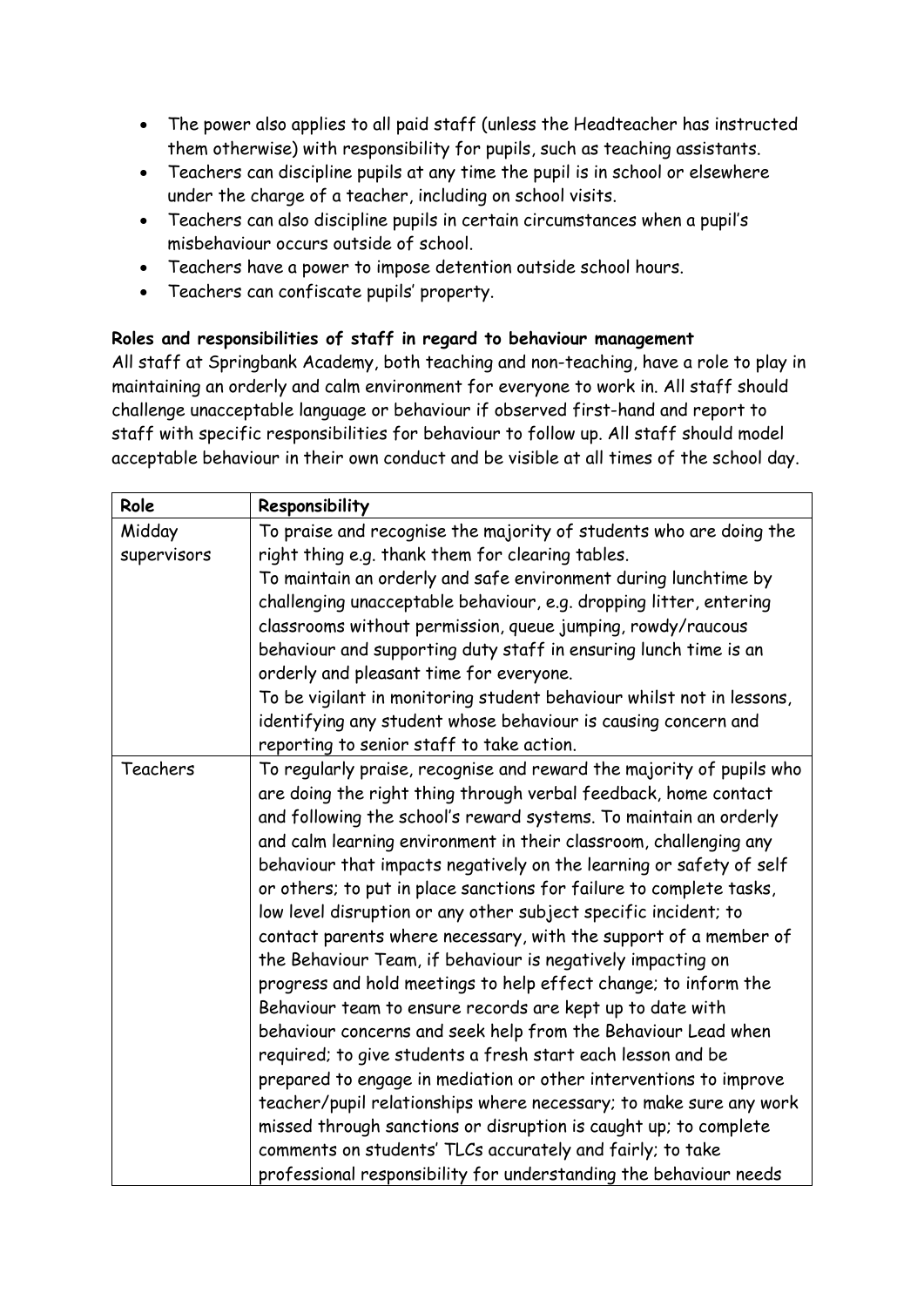- The power also applies to all paid staff (unless the Headteacher has instructed them otherwise) with responsibility for pupils, such as teaching assistants.
- Teachers can discipline pupils at any time the pupil is in school or elsewhere under the charge of a teacher, including on school visits.
- Teachers can also discipline pupils in certain circumstances when a pupil's misbehaviour occurs outside of school.
- Teachers have a power to impose detention outside school hours.
- Teachers can confiscate pupils' property.

**Roles and responsibilities of staff in regard to behaviour management**

All staff at Springbank Academy, both teaching and non-teaching, have a role to play in maintaining an orderly and calm environment for everyone to work in. All staff should challenge unacceptable language or behaviour if observed first-hand and report to staff with specific responsibilities for behaviour to follow up. All staff should model acceptable behaviour in their own conduct and be visible at all times of the school day.

| Role | Responsibility |
| --- | --- |
| Midday supervisors | To praise and recognise the majority of students who are doing the right thing e.g. thank them for clearing tables. To maintain an orderly and safe environment during lunchtime by challenging unacceptable behaviour, e.g. dropping litter, entering classrooms without permission, queue jumping, rowdy/raucous behaviour and supporting duty staff in ensuring lunch time is an orderly and pleasant time for everyone. To be vigilant in monitoring student behaviour whilst not in lessons, identifying any student whose behaviour is causing concern and reporting to senior staff to take action. |
| Teachers | To regularly praise, recognise and reward the majority of pupils who are doing the right thing through verbal feedback, home contact and following the school's reward systems. To maintain an orderly and calm learning environment in their classroom, challenging any behaviour that impacts negatively on the learning or safety of self or others; to put in place sanctions for failure to complete tasks, low level disruption or any other subject specific incident; to contact parents where necessary, with the support of a member of the Behaviour Team, if behaviour is negatively impacting on progress and hold meetings to help effect change; to inform the Behaviour team to ensure records are kept up to date with behaviour concerns and seek help from the Behaviour Lead when required; to give students a fresh start each lesson and be prepared to engage in mediation or other interventions to improve teacher/pupil relationships where necessary; to make sure any work missed through sanctions or disruption is caught up; to complete comments on students' TLCs accurately and fairly; to take professional responsibility for understanding the behaviour needs |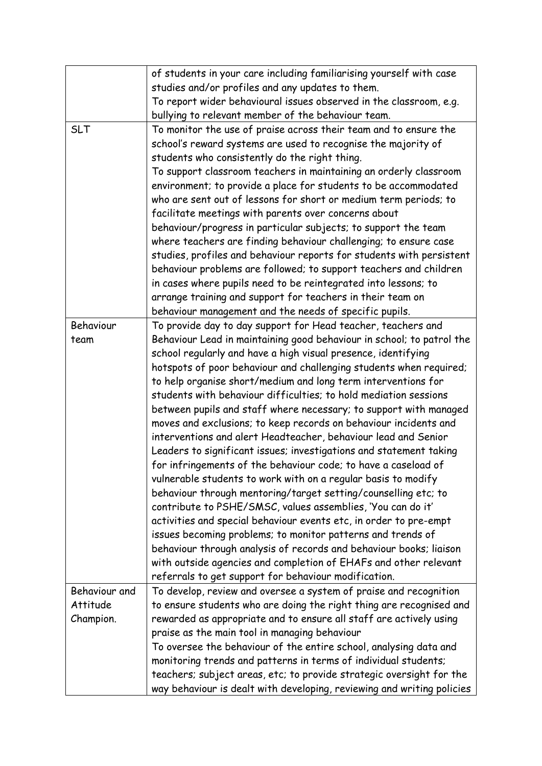| | |
|---|---|
| | of students in your care including familiarising yourself with case studies and/or profiles and any updates to them.<br>To report wider behavioural issues observed in the classroom, e.g. bullying to relevant member of the behaviour team. |
| SLT | To monitor the use of praise across their team and to ensure the school's reward systems are used to recognise the majority of students who consistently do the right thing.<br>To support classroom teachers in maintaining an orderly classroom environment; to provide a place for students to be accommodated who are sent out of lessons for short or medium term periods; to facilitate meetings with parents over concerns about behaviour/progress in particular subjects; to support the team where teachers are finding behaviour challenging; to ensure case studies, profiles and behaviour reports for students with persistent behaviour problems are followed; to support teachers and children in cases where pupils need to be reintegrated into lessons; to arrange training and support for teachers in their team on behaviour management and the needs of specific pupils. |
| Behaviour team | To provide day to day support for Head teacher, teachers and Behaviour Lead in maintaining good behaviour in school; to patrol the school regularly and have a high visual presence, identifying hotspots of poor behaviour and challenging students when required; to help organise short/medium and long term interventions for students with behaviour difficulties; to hold mediation sessions between pupils and staff where necessary; to support with managed moves and exclusions; to keep records on behaviour incidents and interventions and alert Headteacher, behaviour lead and Senior Leaders to significant issues; investigations and statement taking for infringements of the behaviour code; to have a caseload of vulnerable students to work with on a regular basis to modify behaviour through mentoring/target setting/counselling etc; to contribute to PSHE/SMSC, values assemblies, 'You can do it' activities and special behaviour events etc, in order to pre-empt issues becoming problems; to monitor patterns and trends of behaviour through analysis of records and behaviour books; liaison with outside agencies and completion of EHAFs and other relevant referrals to get support for behaviour modification. |
| Behaviour and Attitude Champion. | To develop, review and oversee a system of praise and recognition to ensure students who are doing the right thing are recognised and rewarded as appropriate and to ensure all staff are actively using praise as the main tool in managing behaviour<br>To oversee the behaviour of the entire school, analysing data and monitoring trends and patterns in terms of individual students; teachers; subject areas, etc; to provide strategic oversight for the way behaviour is dealt with developing, reviewing and writing policies |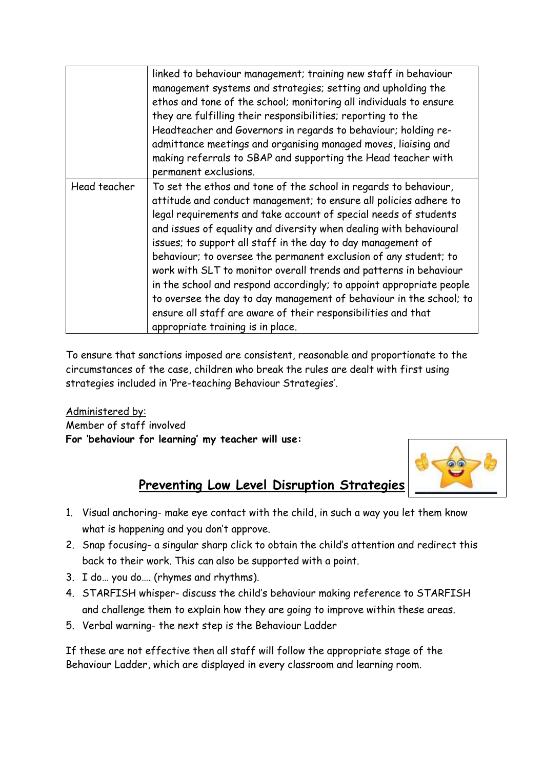| | |
|---|---|
| | linked to behaviour management; training new staff in behaviour management systems and strategies; setting and upholding the ethos and tone of the school; monitoring all individuals to ensure they are fulfilling their responsibilities; reporting to the Headteacher and Governors in regards to behaviour; holding re-admittance meetings and organising managed moves, liaising and making referrals to SBAP and supporting the Head teacher with permanent exclusions. |
| Head teacher | To set the ethos and tone of the school in regards to behaviour, attitude and conduct management; to ensure all policies adhere to legal requirements and take account of special needs of students and issues of equality and diversity when dealing with behavioural issues; to support all staff in the day to day management of behaviour; to oversee the permanent exclusion of any student; to work with SLT to monitor overall trends and patterns in behaviour in the school and respond accordingly; to appoint appropriate people to oversee the day to day management of behaviour in the school; to ensure all staff are aware of their responsibilities and that appropriate training is in place. |

To ensure that sanctions imposed are consistent, reasonable and proportionate to the circumstances of the case, children who break the rules are dealt with first using strategies included in 'Pre-teaching Behaviour Strategies'.

Administered by:
Member of staff involved
**For 'behaviour for learning' my teacher will use:**

## Preventing Low Level Disruption Strategies

1. Visual anchoring- make eye contact with the child, in such a way you let them know what is happening and you don't approve.
2. Snap focusing- a singular sharp click to obtain the child's attention and redirect this back to their work. This can also be supported with a point.
3. I do… you do…. (rhymes and rhythms).
4. STARFISH whisper- discuss the child's behaviour making reference to STARFISH and challenge them to explain how they are going to improve within these areas.
5. Verbal warning- the next step is the Behaviour Ladder

If these are not effective then all staff will follow the appropriate stage of the Behaviour Ladder, which are displayed in every classroom and learning room.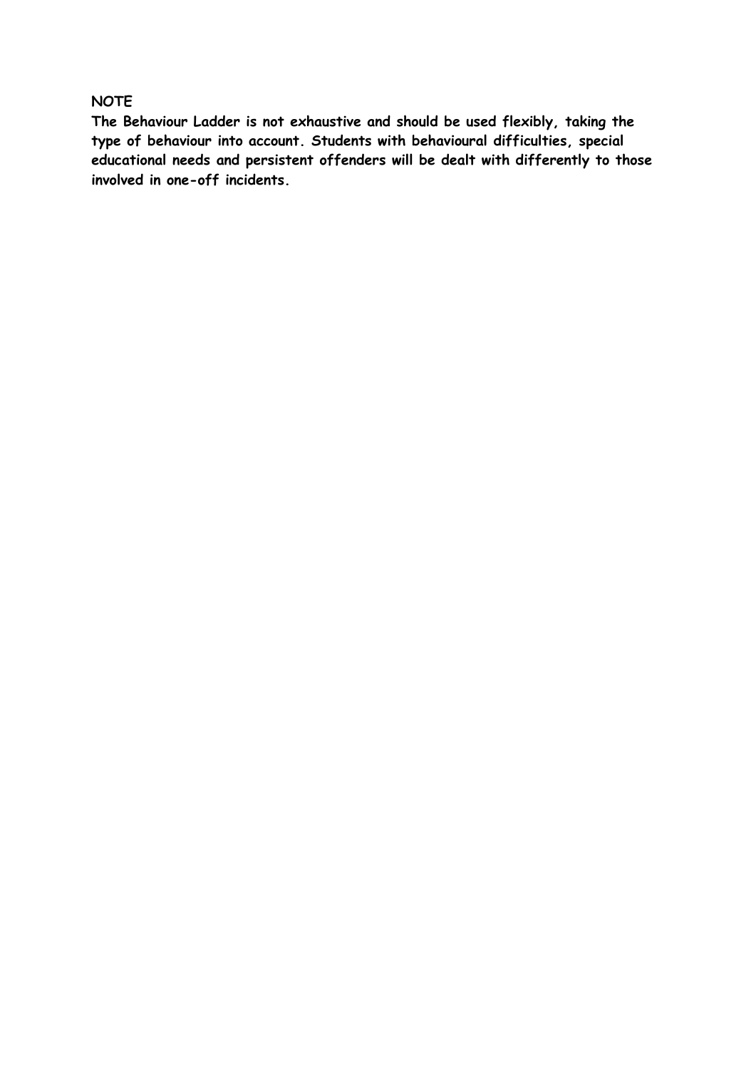**NOTE**

**The Behaviour Ladder is not exhaustive and should be used flexibly, taking the type of behaviour into account. Students with behavioural difficulties, special educational needs and persistent offenders will be dealt with differently to those involved in one-off incidents.**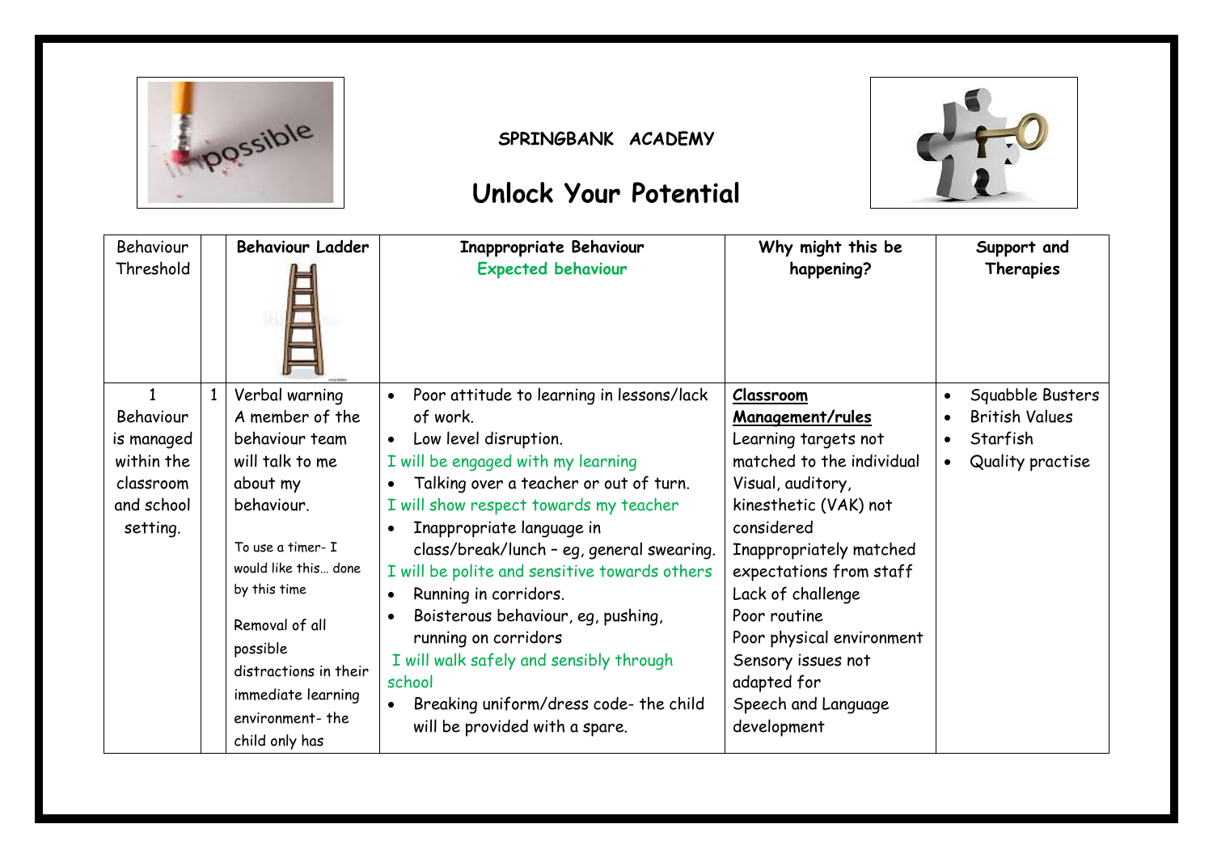**SPRINGBANK ACADEMY**

# Unlock Your Potential

| Behaviour Threshold | | Behaviour Ladder | Inappropriate Behaviour<br>Expected behaviour | Why might this be happening? | Support and Therapies |
|---|---|---|---|---|---|
| 1<br>Behaviour is managed within the classroom and school setting. | 1 | Verbal warning<br>A member of the behaviour team will talk to me about my behaviour.<br><br>To use a timer- I would like this… done by this time<br><br>Removal of all possible distractions in their immediate learning environment- the child only has | • Poor attitude to learning in lessons/lack of work.<br>• Low level disruption.<br>I will be engaged with my learning<br>• Talking over a teacher or out of turn.<br>I will show respect towards my teacher<br>• Inappropriate language in class/break/lunch – eg, general swearing.<br>I will be polite and sensitive towards others<br>• Running in corridors.<br>• Boisterous behaviour, eg, pushing, running on corridors<br>I will walk safely and sensibly through school<br>• Breaking uniform/dress code- the child will be provided with a spare. | **Classroom Management/rules**<br>Learning targets not matched to the individual<br>Visual, auditory, kinesthetic (VAK) not considered<br>Inappropriately matched expectations from staff<br>Lack of challenge<br>Poor routine<br>Poor physical environment<br>Sensory issues not adapted for<br>Speech and Language development | • Squabble Busters<br>• British Values<br>• Starfish<br>• Quality practise |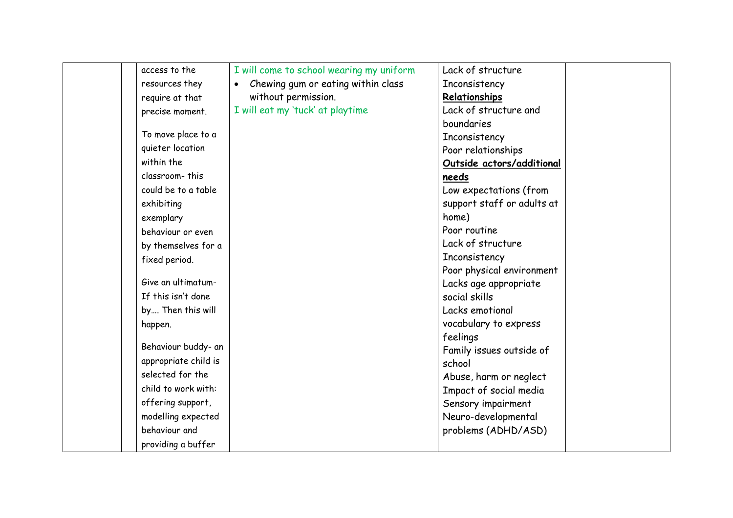|  |  | access to the resources they require at that precise moment.<br><br>To move place to a quieter location within the classroom- this could be to a table exhibiting exemplary behaviour or even by themselves for a fixed period.<br><br>Give an ultimatum- If this isn't done by…. Then this will happen.<br><br>Behaviour buddy- an appropriate child is selected for the child to work with: offering support, modelling expected behaviour and providing a buffer | I will come to school wearing my uniform<br>• Chewing gum or eating within class without permission.<br>I will eat my 'tuck' at playtime | Lack of structure<br>Inconsistency<br>**Relationships**<br>Lack of structure and boundaries<br>Inconsistency<br>Poor relationships<br>***Outside actors/additional needs***<br>Low expectations (from support staff or adults at home)<br>Poor routine<br>Lack of structure<br>Inconsistency<br>Poor physical environment<br>Lacks age appropriate social skills<br>Lacks emotional vocabulary to express feelings<br>Family issues outside of school<br>Abuse, harm or neglect<br>Impact of social media<br>Sensory impairment<br>Neuro-developmental problems (ADHD/ASD) |  |
|---|---|---|---|---|---|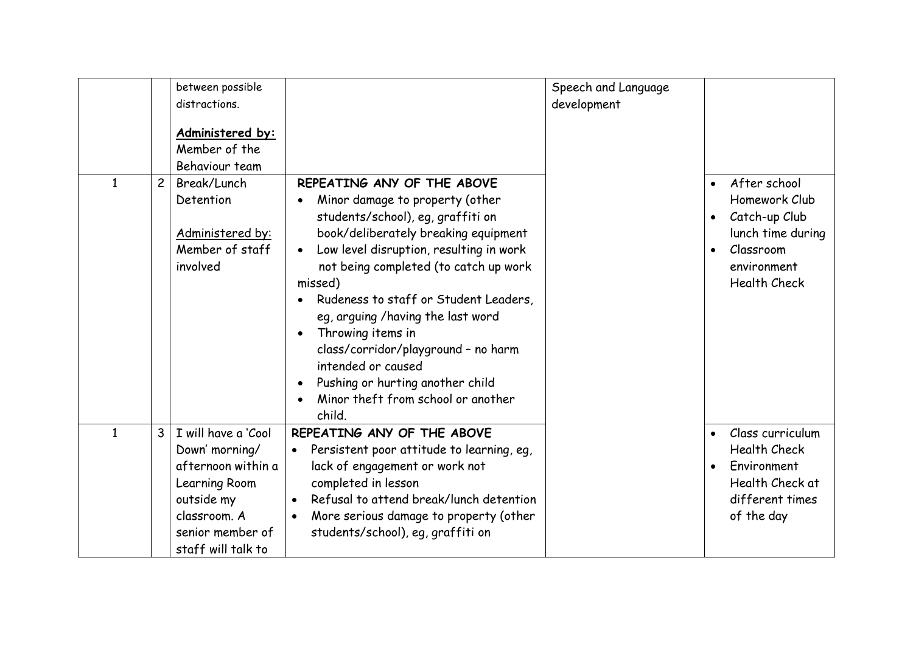| | | | | | |
|---|---|---|---|---|---|
| | | between possible distractions.<br><br>**Administered by:**<br>Member of the Behaviour team | | Speech and Language development | |
| 1 | 2 | Break/Lunch Detention<br><br>Administered by:<br>Member of staff involved | **REPEATING ANY OF THE ABOVE**<br>• Minor damage to property (other students/school), eg, graffiti on book/deliberately breaking equipment<br>• Low level disruption, resulting in work not being completed (to catch up work missed)<br>• Rudeness to staff or Student Leaders, eg, arguing /having the last word<br>• Throwing items in class/corridor/playground – no harm intended or caused<br>• Pushing or hurting another child<br>• Minor theft from school or another child. | | • After school Homework Club<br>• Catch-up Club lunch time during<br>• Classroom environment Health Check |
| 1 | 3 | I will have a 'Cool Down' morning/ afternoon within a Learning Room outside my classroom. A senior member of staff will talk to | **REPEATING ANY OF THE ABOVE**<br>• Persistent poor attitude to learning, eg, lack of engagement or work not completed in lesson<br>• Refusal to attend break/lunch detention<br>• More serious damage to property (other students/school), eg, graffiti on | | • Class curriculum Health Check<br>• Environment Health Check at different times of the day |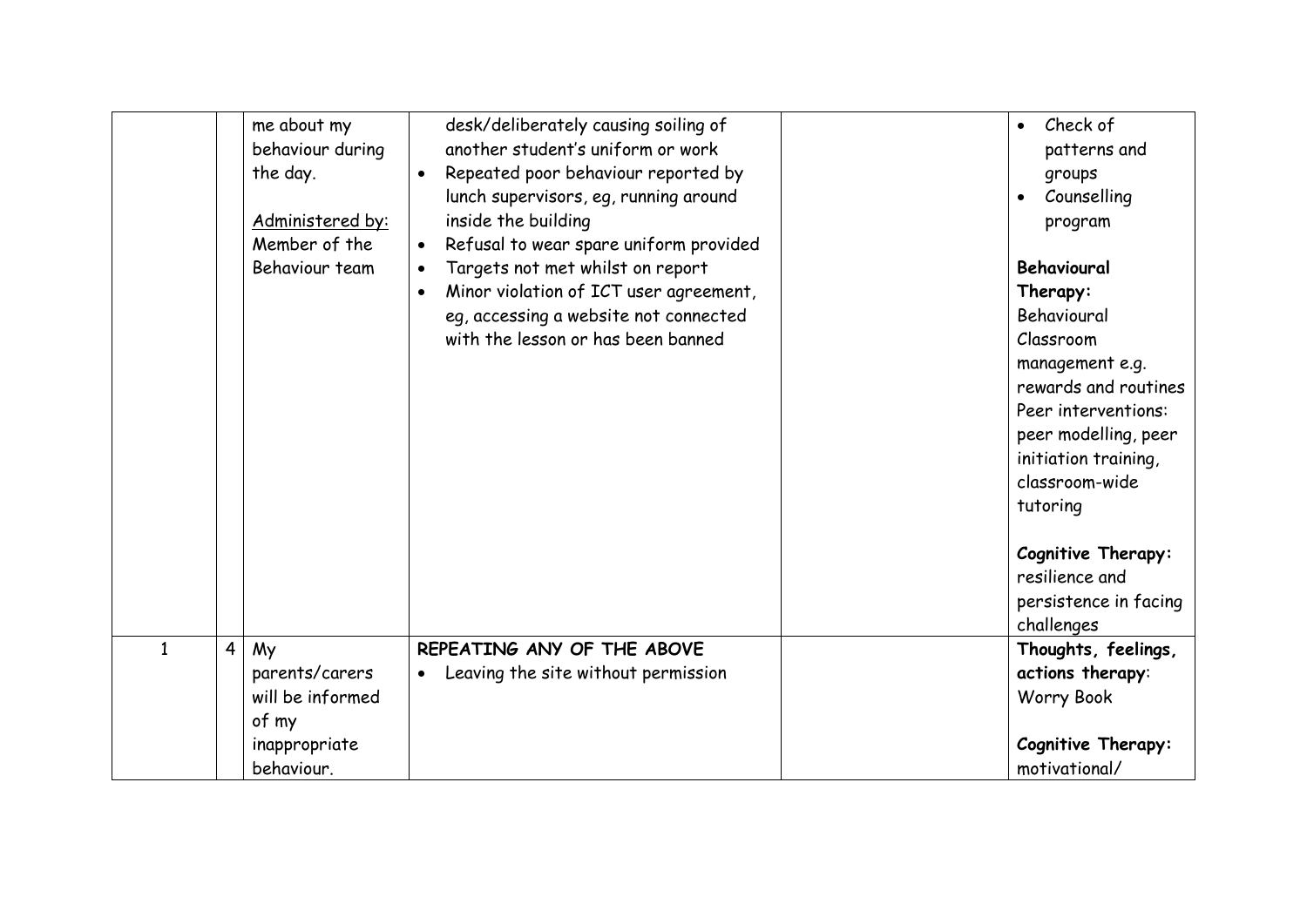|  |  |  |  |  |  |
|---|---|---|---|---|---|
|  |  | me about my behaviour during the day.<br><br><u>Administered by:</u> Member of the Behaviour team | desk/deliberately causing soiling of another student's uniform or work<br>• Repeated poor behaviour reported by lunch supervisors, eg, running around inside the building<br>• Refusal to wear spare uniform provided<br>• Targets not met whilst on report<br>• Minor violation of ICT user agreement, eg, accessing a website not connected with the lesson or has been banned |  | • Check of patterns and groups<br>• Counselling program<br><br>**Behavioural Therapy:** Behavioural Classroom management e.g. rewards and routines Peer interventions: peer modelling, peer initiation training, classroom-wide tutoring<br><br>**Cognitive Therapy:** resilience and persistence in facing challenges |
| 1 | 4 | My parents/carers will be informed of my inappropriate behaviour. | **REPEATING ANY OF THE ABOVE**<br>• Leaving the site without permission |  | **Thoughts, feelings, actions therapy**: Worry Book<br><br>**Cognitive Therapy:** motivational/ |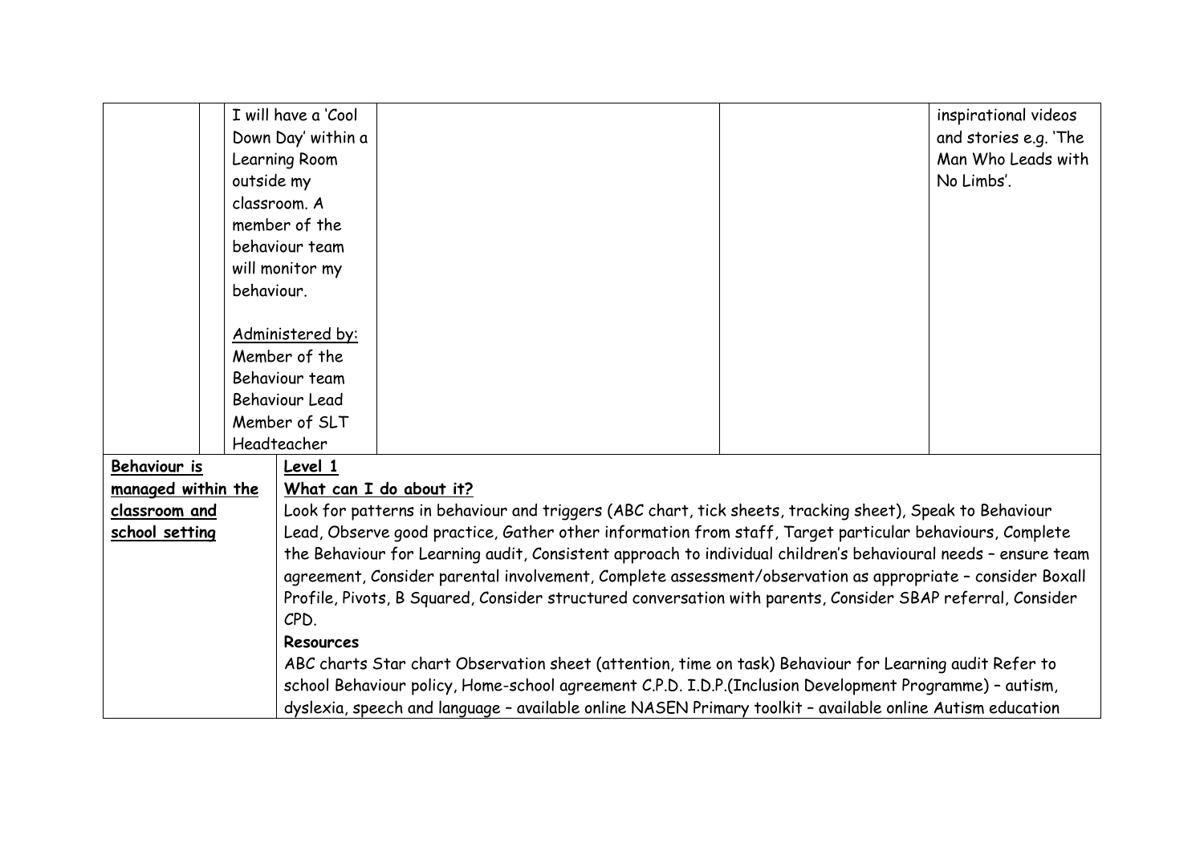| | | | | | |
|---|---|---|---|---|---|
| | | I will have a 'Cool Down Day' within a Learning Room outside my classroom. A member of the behaviour team will monitor my behaviour.<br><br><u>Administered by:</u><br>Member of the Behaviour team<br>Behaviour Lead<br>Member of SLT<br>Headteacher | | | inspirational videos and stories e.g. 'The Man Who Leads with No Limbs'. |
| **<u>Behaviour is managed within the classroom and school setting</u>** | | **<u>Level 1</u>**<br>**<u>What can I do about it?</u>**<br>Look for patterns in behaviour and triggers (ABC chart, tick sheets, tracking sheet), Speak to Behaviour Lead, Observe good practice, Gather other information from staff, Target particular behaviours, Complete the Behaviour for Learning audit, Consistent approach to individual children's behavioural needs – ensure team agreement, Consider parental involvement, Complete assessment/observation as appropriate – consider Boxall Profile, Pivots, B Squared, Consider structured conversation with parents, Consider SBAP referral, Consider CPD.<br>**Resources**<br>ABC charts Star chart Observation sheet (attention, time on task) Behaviour for Learning audit Refer to school Behaviour policy, Home-school agreement C.P.D. I.D.P.(Inclusion Development Programme) – autism, dyslexia, speech and language – available online NASEN Primary toolkit – available online Autism education | | | |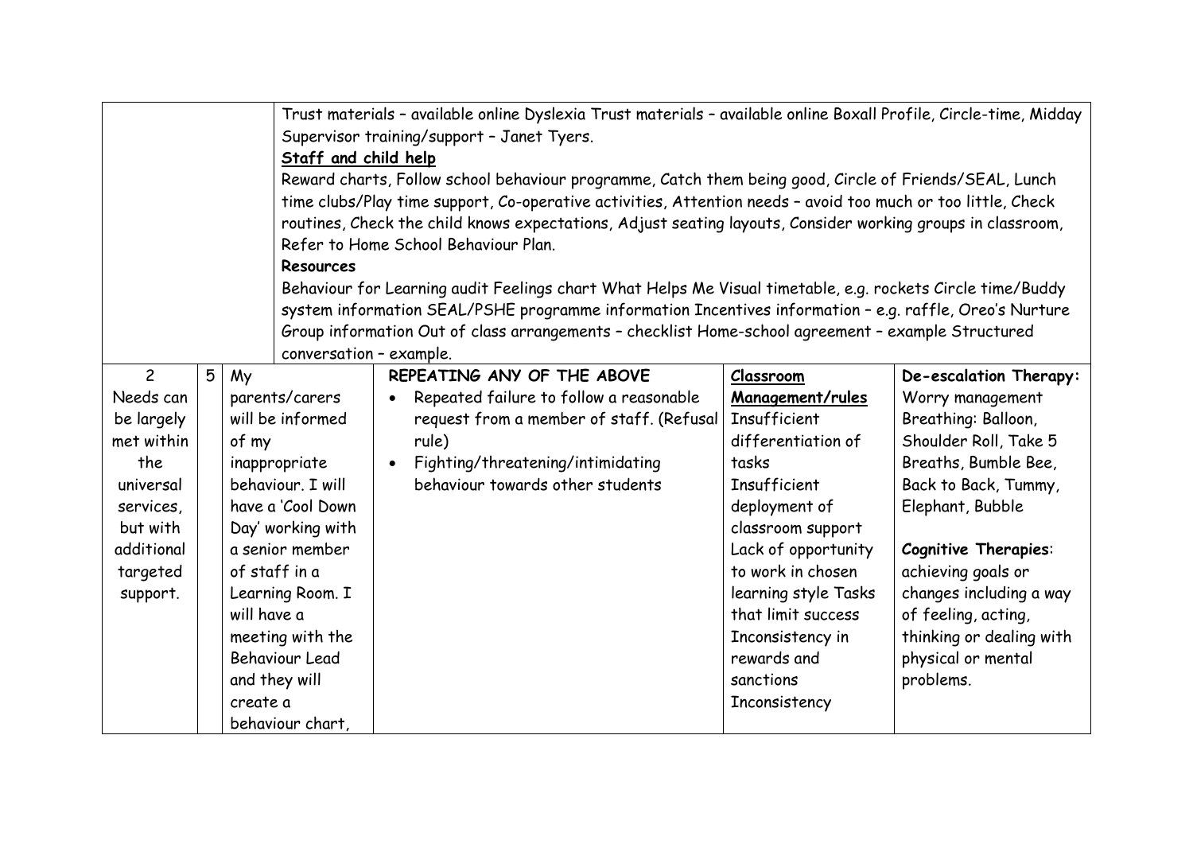| | | | | | |
|---|---|---|---|---|---|
| | | Trust materials – available online Dyslexia Trust materials – available online Boxall Profile, Circle-time, Midday Supervisor training/support – Janet Tyers.<br>**Staff and child help**<br>Reward charts, Follow school behaviour programme, Catch them being good, Circle of Friends/SEAL, Lunch time clubs/Play time support, Co-operative activities, Attention needs – avoid too much or too little, Check routines, Check the child knows expectations, Adjust seating layouts, Consider working groups in classroom, Refer to Home School Behaviour Plan.<br>**Resources**<br>Behaviour for Learning audit Feelings chart What Helps Me Visual timetable, e.g. rockets Circle time/Buddy system information SEAL/PSHE programme information Incentives information – e.g. raffle, Oreo's Nurture Group information Out of class arrangements – checklist Home-school agreement – example Structured conversation – example. | | | |
| 2<br>Needs can be largely met within the universal services, but with additional targeted support. | 5 | My parents/carers will be informed of my inappropriate behaviour. I will have a 'Cool Down Day' working with a senior member of staff in a Learning Room. I will have a meeting with the Behaviour Lead and they will create a behaviour chart, | **REPEATING ANY OF THE ABOVE**<br>• Repeated failure to follow a reasonable request from a member of staff. (Refusal rule)<br>• Fighting/threatening/intimidating behaviour towards other students | **Classroom Management/rules**<br>Insufficient differentiation of tasks<br>Insufficient deployment of classroom support<br>Lack of opportunity to work in chosen learning style Tasks that limit success<br>Inconsistency in rewards and sanctions<br>Inconsistency | **De-escalation Therapy:** Worry management<br>Breathing: Balloon, Shoulder Roll, Take 5 Breaths, Bumble Bee, Back to Back, Tummy, Elephant, Bubble<br><br>**Cognitive Therapies**: achieving goals or changes including a way of feeling, acting, thinking or dealing with physical or mental problems. |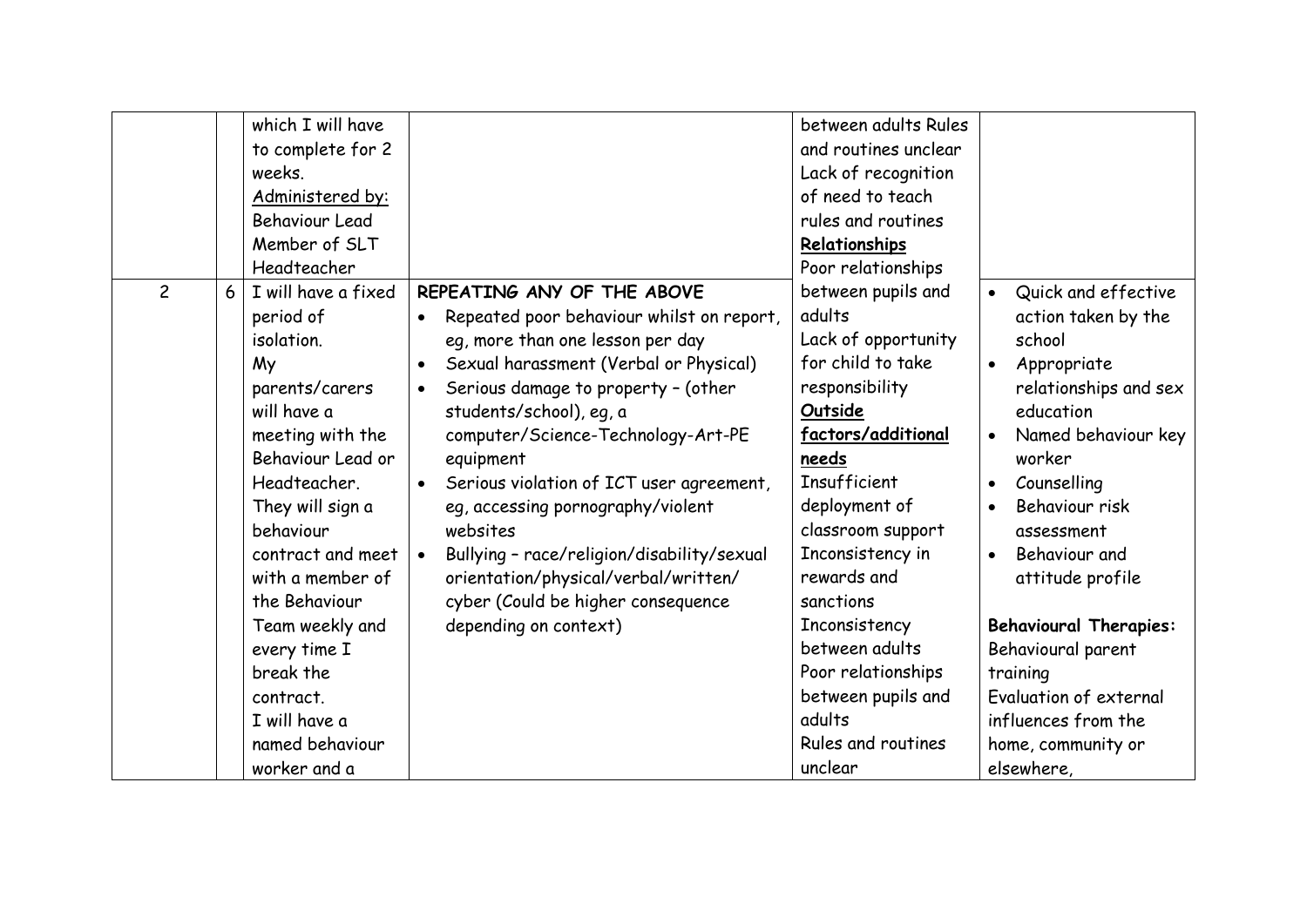|  |  |  |  |  |  |
|---|---|---|---|---|---|
|  |  | which I will have to complete for 2 weeks.<br>Administered by:<br>Behaviour Lead<br>Member of SLT<br>Headteacher |  | between adults Rules and routines unclear<br>Lack of recognition of need to teach rules and routines<br>**Relationships**<br>Poor relationships |  |
| 2 | 6 | I will have a fixed period of isolation.<br>My parents/carers will have a meeting with the Behaviour Lead or Headteacher.<br>They will sign a behaviour contract and meet with a member of the Behaviour Team weekly and every time I break the contract.<br>I will have a named behaviour worker and a | **REPEATING ANY OF THE ABOVE**<br>• Repeated poor behaviour whilst on report, eg, more than one lesson per day<br>• Sexual harassment (Verbal or Physical)<br>• Serious damage to property – (other students/school), eg, a computer/Science-Technology-Art-PE equipment<br>• Serious violation of ICT user agreement, eg, accessing pornography/violent websites<br>• Bullying – race/religion/disability/sexual orientation/physical/verbal/written/ cyber (Could be higher consequence depending on context) | between pupils and adults<br>Lack of opportunity for child to take responsibility<br>**Outside factors/additional needs**<br>Insufficient deployment of classroom support<br>Inconsistency in rewards and sanctions<br>Inconsistency between adults<br>Poor relationships between pupils and adults<br>Rules and routines unclear | • Quick and effective action taken by the school<br>• Appropriate relationships and sex education<br>• Named behaviour key worker<br>• Counselling<br>• Behaviour risk assessment<br>• Behaviour and attitude profile<br><br>**Behavioural Therapies:**<br>Behavioural parent training<br>Evaluation of external influences from the home, community or elsewhere, |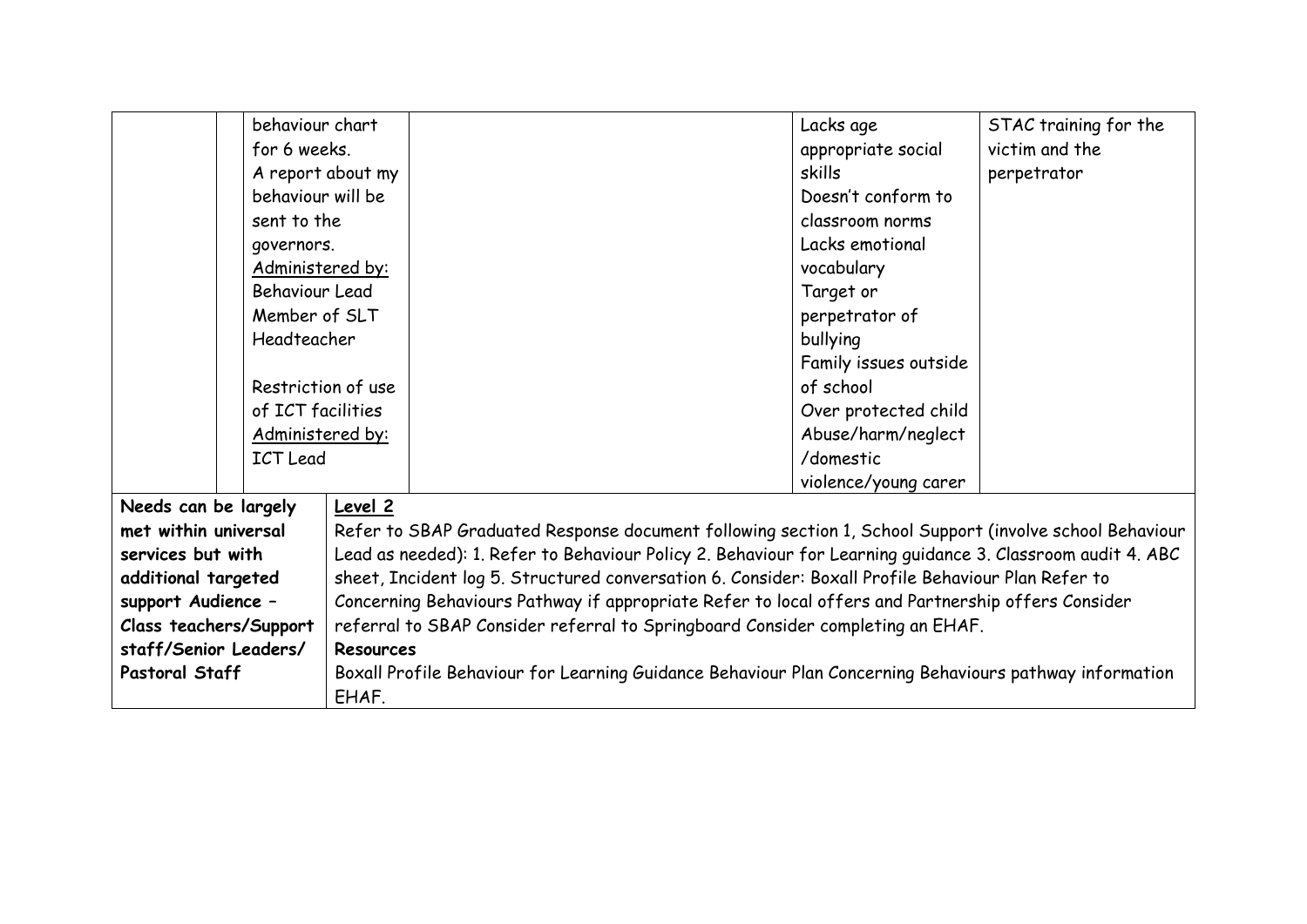| | | | | | |
|---|---|---|---|---|---|
| | | behaviour chart for 6 weeks.<br>A report about my behaviour will be sent to the governors.<br><u>Administered by:</u><br>Behaviour Lead<br>Member of SLT<br>Headteacher<br><br>Restriction of use of ICT facilities<br><u>Administered by:</u><br>ICT Lead | | Lacks age appropriate social skills<br>Doesn't conform to classroom norms<br>Lacks emotional vocabulary<br>Target or perpetrator of bullying<br>Family issues outside of school<br>Over protected child<br>Abuse/harm/neglect /domestic violence/young carer | STAC training for the victim and the perpetrator |
| **Needs can be largely met within universal services but with additional targeted support Audience – Class teachers/Support staff/Senior Leaders/ Pastoral Staff** | <u>**Level 2**</u><br>Refer to SBAP Graduated Response document following section 1, School Support (involve school Behaviour Lead as needed): 1. Refer to Behaviour Policy 2. Behaviour for Learning guidance 3. Classroom audit 4. ABC sheet, Incident log 5. Structured conversation 6. Consider: Boxall Profile Behaviour Plan Refer to Concerning Behaviours Pathway if appropriate Refer to local offers and Partnership offers Consider referral to SBAP Consider referral to Springboard Consider completing an EHAF.<br>**Resources**<br>Boxall Profile Behaviour for Learning Guidance Behaviour Plan Concerning Behaviours pathway information EHAF. | | | | |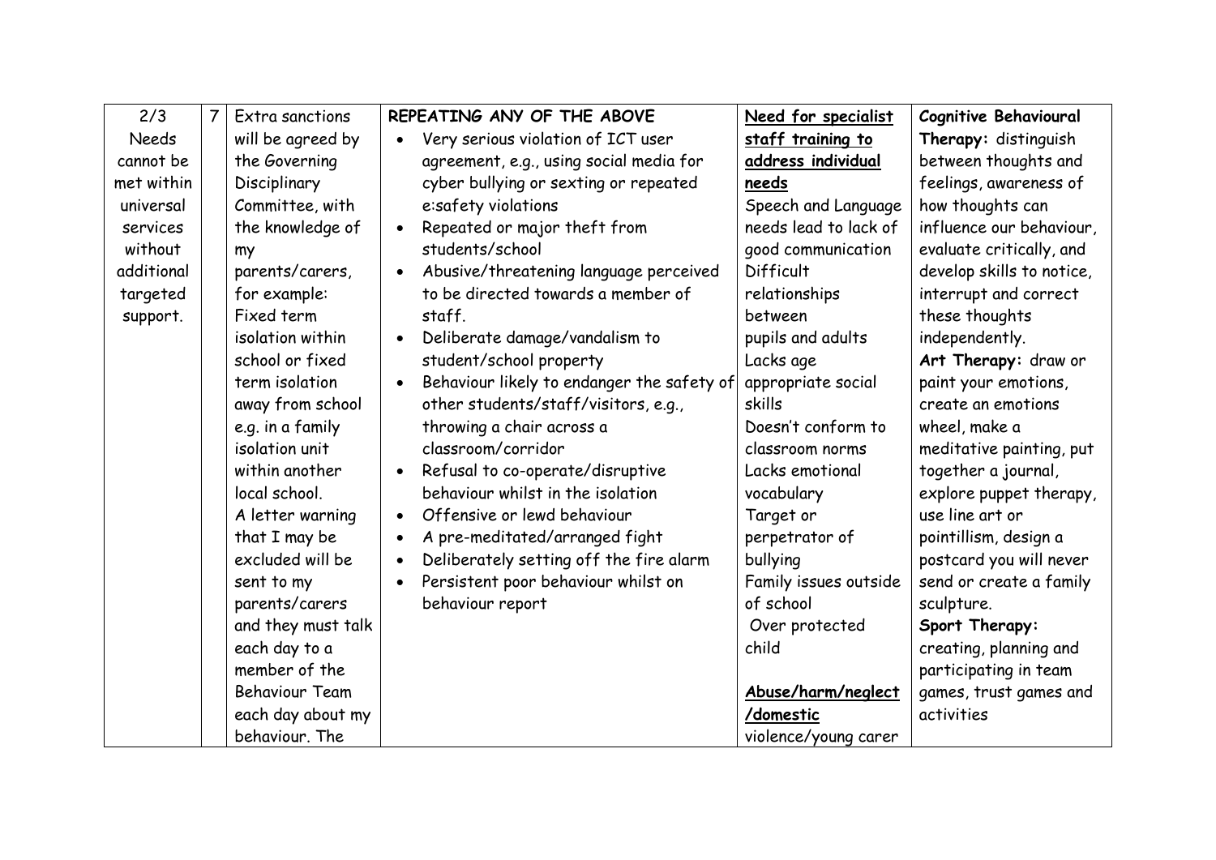| 2/3 Needs cannot be met within universal services without additional targeted support. | 7 | Extra sanctions will be agreed by the Governing Disciplinary Committee, with the knowledge of my parents/carers, for example: Fixed term isolation within school or fixed term isolation away from school e.g. in a family isolation unit within another local school. A letter warning that I may be excluded will be sent to my parents/carers and they must talk each day to a member of the Behaviour Team each day about my behaviour. The | **REPEATING ANY OF THE ABOVE**<br>• Very serious violation of ICT user agreement, e.g., using social media for cyber bullying or sexting or repeated e:safety violations<br>• Repeated or major theft from students/school<br>• Abusive/threatening language perceived to be directed towards a member of staff.<br>• Deliberate damage/vandalism to student/school property<br>• Behaviour likely to endanger the safety of other students/staff/visitors, e.g., throwing a chair across a classroom/corridor<br>• Refusal to co-operate/disruptive behaviour whilst in the isolation<br>• Offensive or lewd behaviour<br>• A pre-meditated/arranged fight<br>• Deliberately setting off the fire alarm<br>• Persistent poor behaviour whilst on behaviour report | **Need for specialist staff training to address individual needs**<br>Speech and Language needs lead to lack of good communication<br>Difficult relationships between pupils and adults<br>Lacks age appropriate social skills<br>Doesn't conform to classroom norms<br>Lacks emotional vocabulary<br>Target or perpetrator of bullying<br>Family issues outside of school<br>Over protected child<br><br>**Abuse/harm/neglect /domestic** violence/young carer | **Cognitive Behavioural Therapy:** distinguish between thoughts and feelings, awareness of how thoughts can influence our behaviour, evaluate critically, and develop skills to notice, interrupt and correct these thoughts independently.<br>**Art Therapy:** draw or paint your emotions, create an emotions wheel, make a meditative painting, put together a journal, explore puppet therapy, use line art or pointillism, design a postcard you will never send or create a family sculpture.<br>**Sport Therapy:** creating, planning and participating in team games, trust games and activities |
|---|---|---|---|---|---|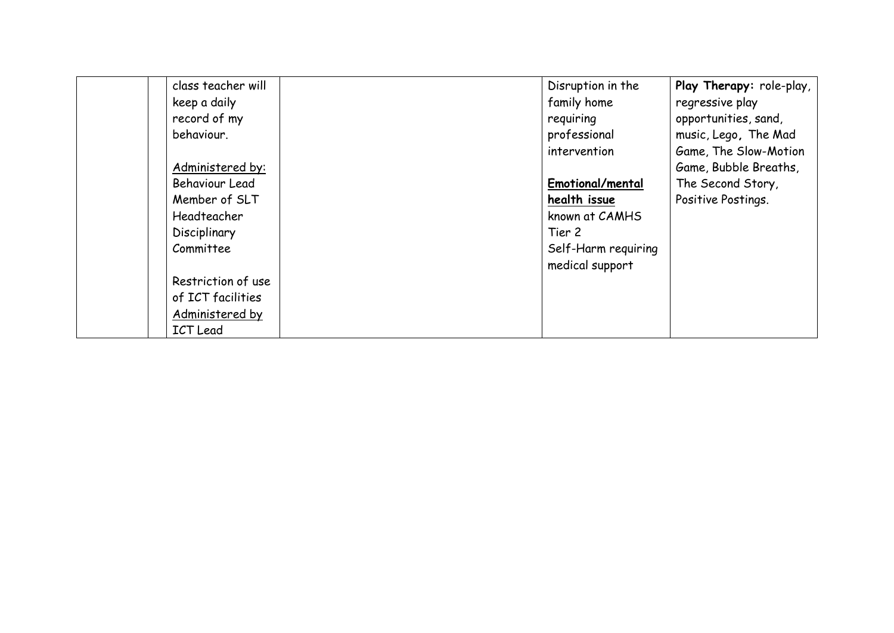|  |  |  |  |  |  |
|---|---|---|---|---|---|
|  |  | class teacher will keep a daily record of my behaviour.<br><br>Administered by:<br>Behaviour Lead<br>Member of SLT<br>Headteacher<br>Disciplinary Committee<br><br>Restriction of use of ICT facilities<br>Administered by<br>ICT Lead |  | Disruption in the family home requiring professional intervention<br><br>**Emotional/mental health issue**<br>known at CAMHS Tier 2<br>Self-Harm requiring medical support | **Play Therapy:** role-play, regressive play opportunities, sand, music, Lego, The Mad Game, The Slow-Motion Game, Bubble Breaths, The Second Story, Positive Postings. |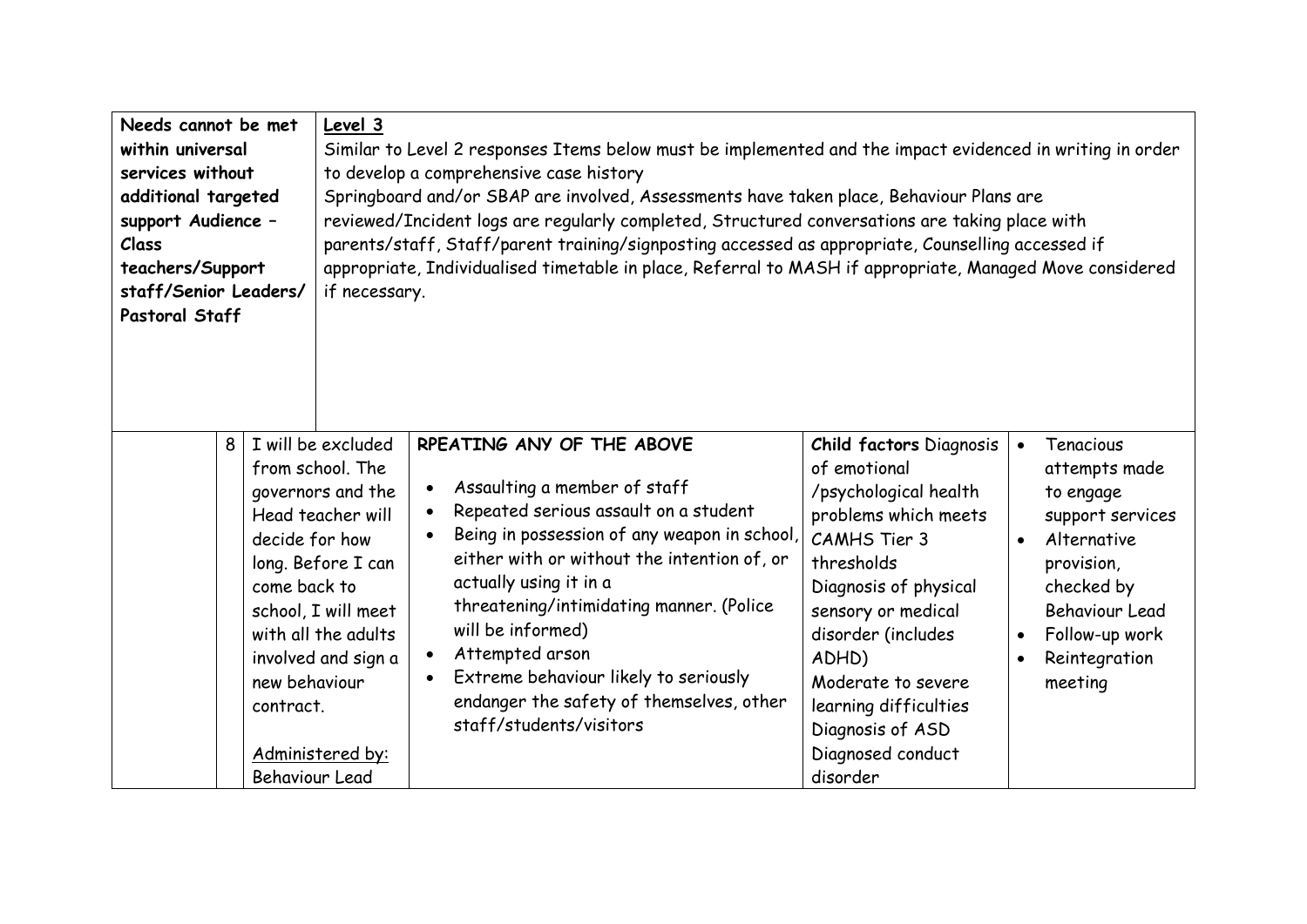| Needs cannot be met within universal services without additional targeted support Audience – Class teachers/Support staff/Senior Leaders/ Pastoral Staff | | **Level 3**<br>Similar to Level 2 responses Items below must be implemented and the impact evidenced in writing in order to develop a comprehensive case history<br>Springboard and/or SBAP are involved, Assessments have taken place, Behaviour Plans are reviewed/Incident logs are regularly completed, Structured conversations are taking place with parents/staff, Staff/parent training/signposting accessed as appropriate, Counselling accessed if appropriate, Individualised timetable in place, Referral to MASH if appropriate, Managed Move considered if necessary. | | | |
|---|---|---|---|---|---|
| | 8 | I will be excluded from school. The governors and the Head teacher will decide for how long. Before I can come back to school, I will meet with all the adults involved and sign a new behaviour contract.<br><br><u>Administered by:</u><br>Behaviour Lead | **RPEATING ANY OF THE ABOVE**<br>• Assaulting a member of staff<br>• Repeated serious assault on a student<br>• Being in possession of any weapon in school, either with or without the intention of, or actually using it in a threatening/intimidating manner. (Police will be informed)<br>• Attempted arson<br>• Extreme behaviour likely to seriously endanger the safety of themselves, other staff/students/visitors | **Child factors** Diagnosis of emotional /psychological health problems which meets CAMHS Tier 3 thresholds<br>Diagnosis of physical sensory or medical disorder (includes ADHD)<br>Moderate to severe learning difficulties<br>Diagnosis of ASD<br>Diagnosed conduct disorder | • Tenacious attempts made to engage support services<br>• Alternative provision, checked by Behaviour Lead<br>• Follow-up work<br>• Reintegration meeting |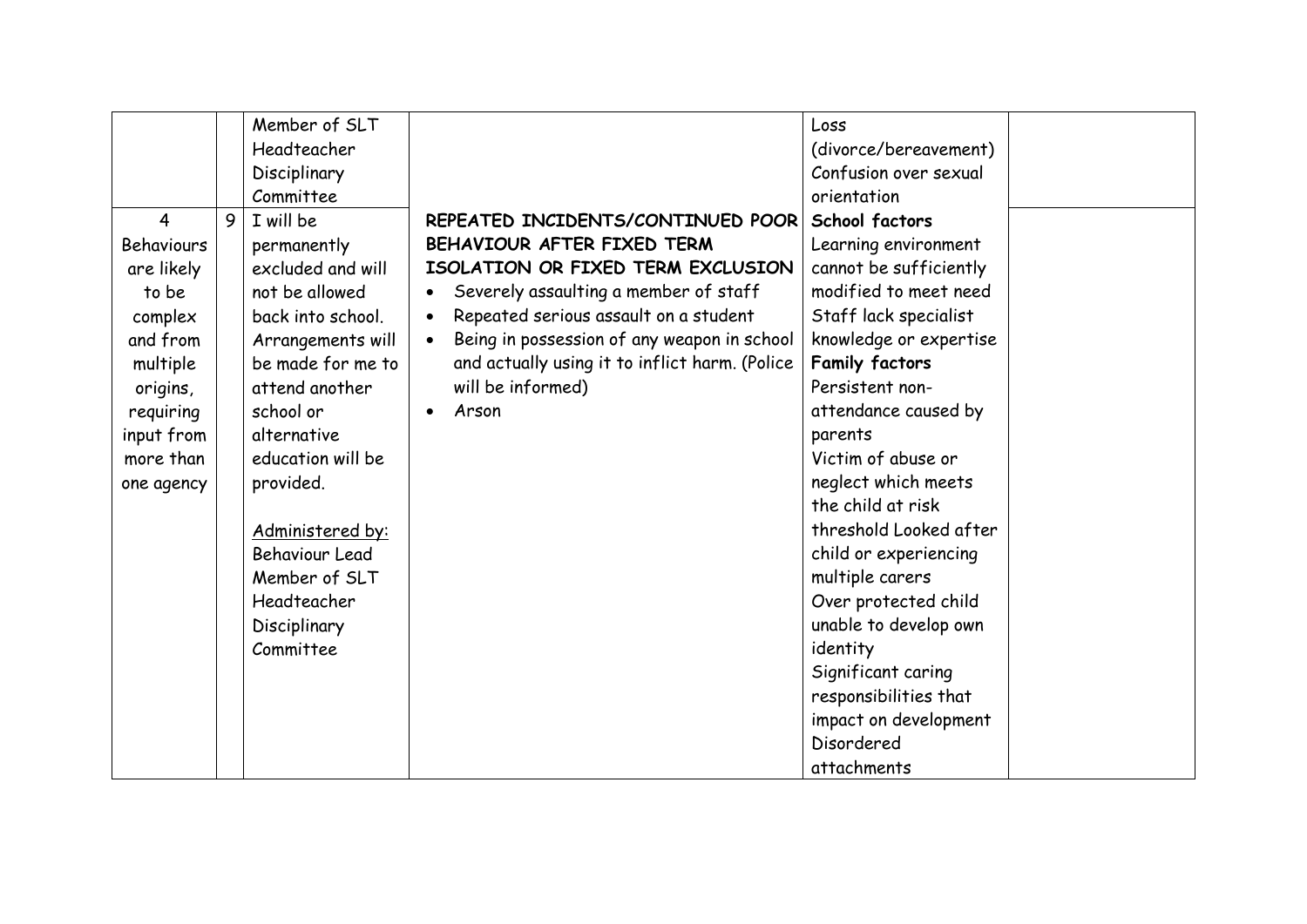| | | | | | |
|---|---|---|---|---|---|
| | | Member of SLT<br>Headteacher<br>Disciplinary Committee | | Loss (divorce/bereavement)<br>Confusion over sexual orientation | |
| 4<br>Behaviours are likely to be complex and from multiple origins, requiring input from more than one agency | 9 | I will be permanently excluded and will not be allowed back into school. Arrangements will be made for me to attend another school or alternative education will be provided.<br><br><u>Administered by:</u><br>Behaviour Lead<br>Member of SLT<br>Headteacher<br>Disciplinary Committee | **REPEATED INCIDENTS/CONTINUED POOR BEHAVIOUR AFTER FIXED TERM ISOLATION OR FIXED TERM EXCLUSION**<br>• Severely assaulting a member of staff<br>• Repeated serious assault on a student<br>• Being in possession of any weapon in school and actually using it to inflict harm. (Police will be informed)<br>• Arson | **School factors**<br>Learning environment cannot be sufficiently modified to meet need<br>Staff lack specialist knowledge or expertise<br>**Family factors**<br>Persistent non-attendance caused by parents<br>Victim of abuse or neglect which meets the child at risk threshold Looked after child or experiencing multiple carers<br>Over protected child unable to develop own identity<br>Significant caring responsibilities that impact on development<br>Disordered attachments | |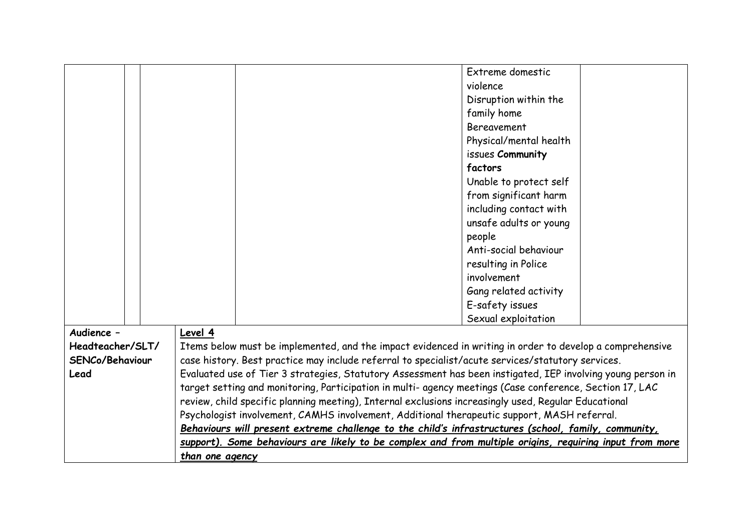| | | | | | |
|---|---|---|---|---|---|
| | | | | Extreme domestic violence<br>Disruption within the family home<br>Bereavement<br>Physical/mental health issues **Community factors**<br>Unable to protect self from significant harm including contact with unsafe adults or young people<br>Anti-social behaviour resulting in Police involvement<br>Gang related activity<br>E-safety issues<br>Sexual exploitation | |
| **Audience – Headteacher/SLT/ SENCo/Behaviour Lead** | | **Level 4**<br>Items below must be implemented, and the impact evidenced in writing in order to develop a comprehensive case history. Best practice may include referral to specialist/acute services/statutory services.<br>Evaluated use of Tier 3 strategies, Statutory Assessment has been instigated, IEP involving young person in target setting and monitoring, Participation in multi- agency meetings (Case conference, Section 17, LAC review, child specific planning meeting), Internal exclusions increasingly used, Regular Educational Psychologist involvement, CAMHS involvement, Additional therapeutic support, MASH referral.<br>***Behaviours will present extreme challenge to the child's infrastructures (school, family, community, support). Some behaviours are likely to be complex and from multiple origins, requiring input from more than one agency*** | | | |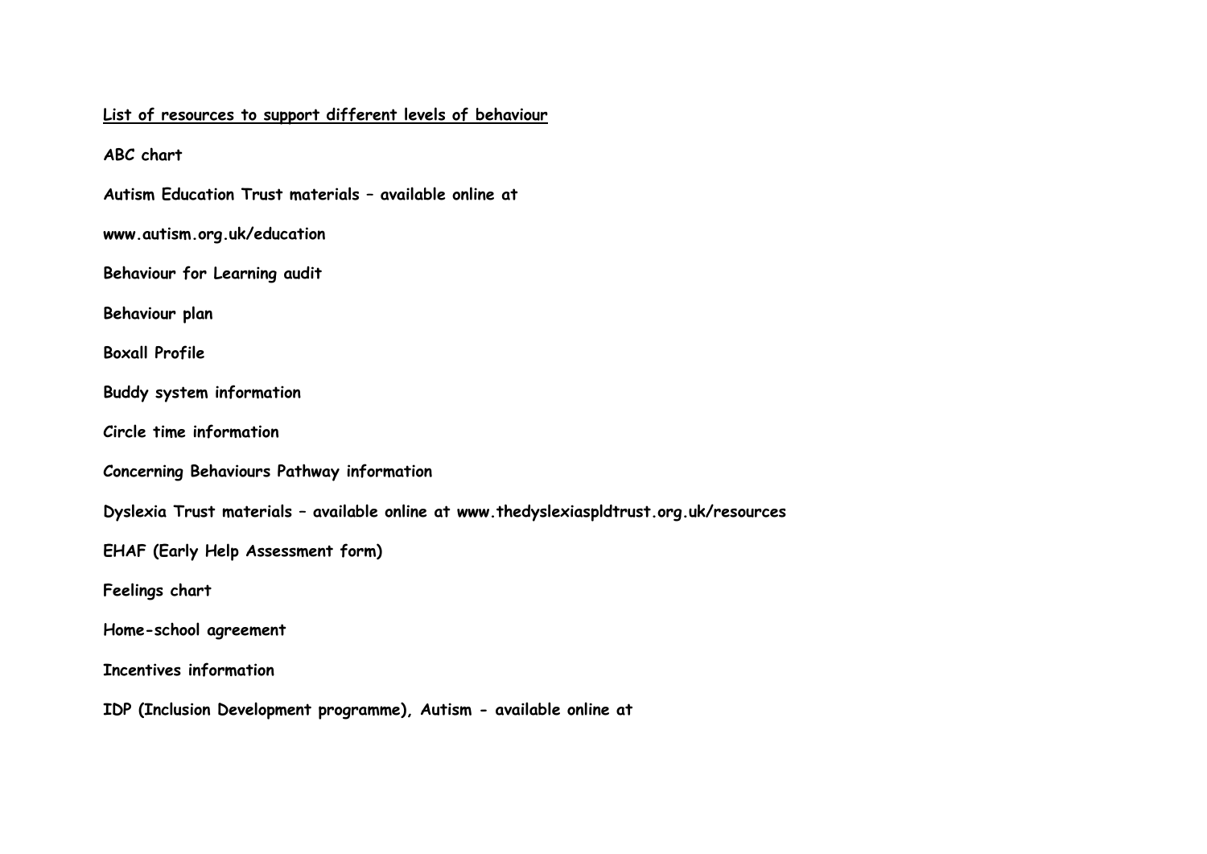**List of resources to support different levels of behaviour**

**ABC chart**

**Autism Education Trust materials – available online at**

**www.autism.org.uk/education**

**Behaviour for Learning audit**

**Behaviour plan**

**Boxall Profile**

**Buddy system information**

**Circle time information**

**Concerning Behaviours Pathway information**

**Dyslexia Trust materials – available online at www.thedyslexiaspldtrust.org.uk/resources**

**EHAF (Early Help Assessment form)**

**Feelings chart**

**Home-school agreement**

**Incentives information**

**IDP (Inclusion Development programme), Autism - available online at**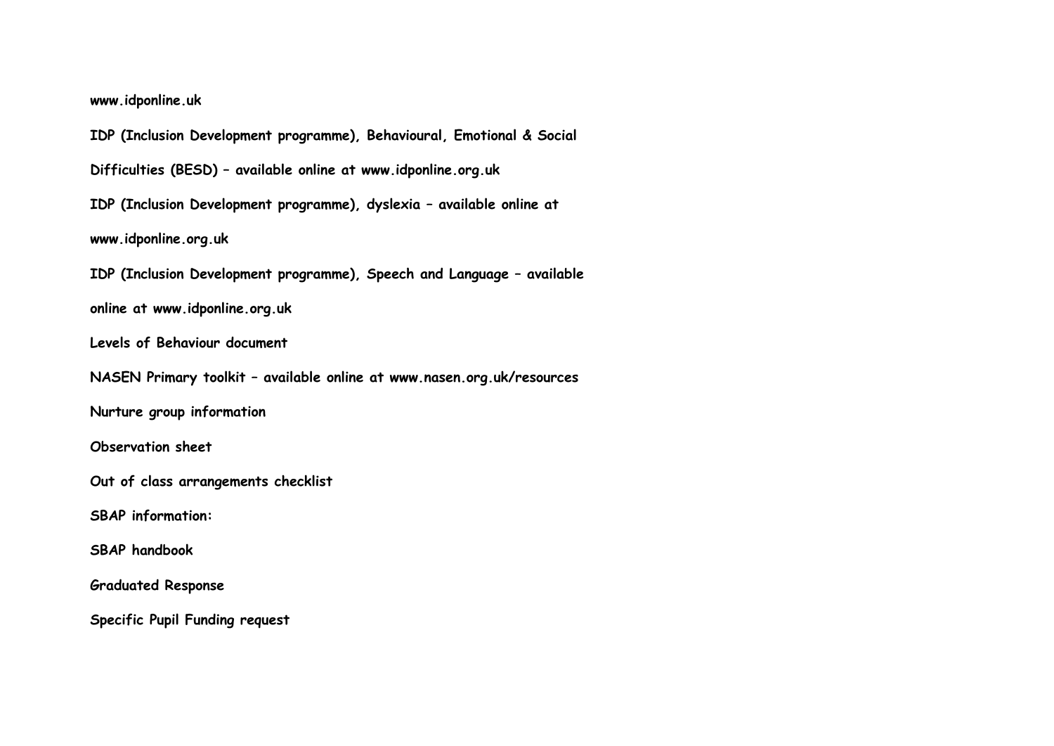**www.idponline.uk**

**IDP (Inclusion Development programme), Behavioural, Emotional & Social Difficulties (BESD) – available online at www.idponline.org.uk**

**IDP (Inclusion Development programme), dyslexia – available online at www.idponline.org.uk**

**IDP (Inclusion Development programme), Speech and Language – available online at www.idponline.org.uk**

**Levels of Behaviour document**

**NASEN Primary toolkit – available online at www.nasen.org.uk/resources**

**Nurture group information**

**Observation sheet**

**Out of class arrangements checklist**

**SBAP information:**

**SBAP handbook**

**Graduated Response**

**Specific Pupil Funding request**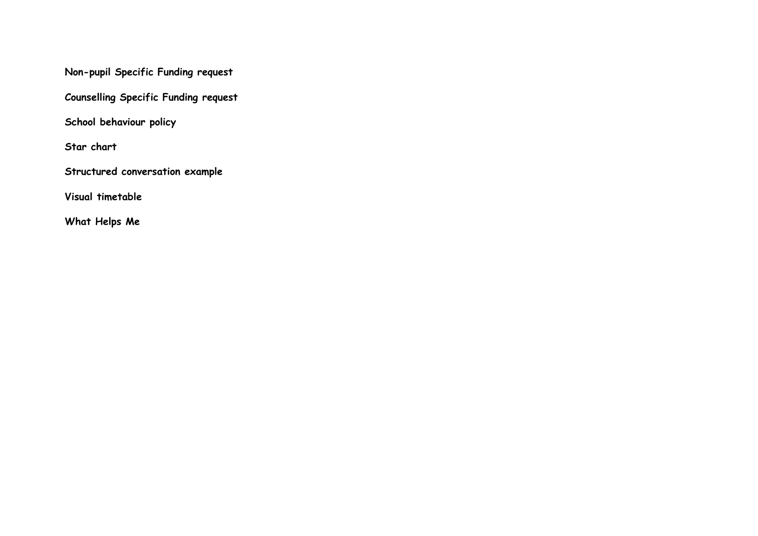**Non-pupil Specific Funding request**

**Counselling Specific Funding request**

**School behaviour policy**

**Star chart**

**Structured conversation example**

**Visual timetable**

**What Helps Me**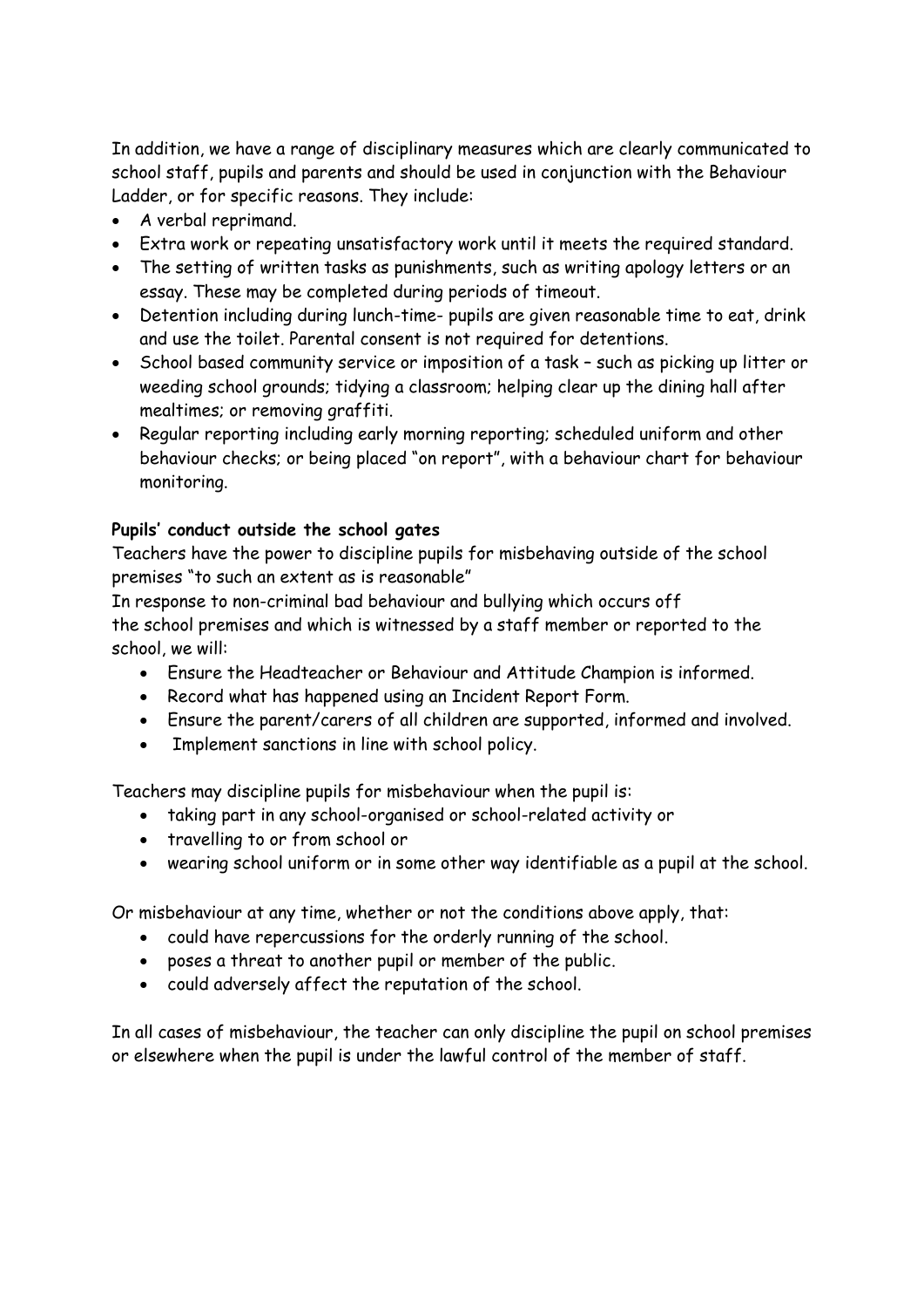In addition, we have a range of disciplinary measures which are clearly communicated to school staff, pupils and parents and should be used in conjunction with the Behaviour Ladder, or for specific reasons. They include:

- A verbal reprimand.
- Extra work or repeating unsatisfactory work until it meets the required standard.
- The setting of written tasks as punishments, such as writing apology letters or an essay. These may be completed during periods of timeout.
- Detention including during lunch-time- pupils are given reasonable time to eat, drink and use the toilet. Parental consent is not required for detentions.
- School based community service or imposition of a task – such as picking up litter or weeding school grounds; tidying a classroom; helping clear up the dining hall after mealtimes; or removing graffiti.
- Regular reporting including early morning reporting; scheduled uniform and other behaviour checks; or being placed "on report", with a behaviour chart for behaviour monitoring.

**Pupils' conduct outside the school gates**

Teachers have the power to discipline pupils for misbehaving outside of the school premises "to such an extent as is reasonable"

In response to non-criminal bad behaviour and bullying which occurs off the school premises and which is witnessed by a staff member or reported to the school, we will:

- Ensure the Headteacher or Behaviour and Attitude Champion is informed.
- Record what has happened using an Incident Report Form.
- Ensure the parent/carers of all children are supported, informed and involved.
- Implement sanctions in line with school policy.

Teachers may discipline pupils for misbehaviour when the pupil is:

- taking part in any school-organised or school-related activity or
- travelling to or from school or
- wearing school uniform or in some other way identifiable as a pupil at the school.

Or misbehaviour at any time, whether or not the conditions above apply, that:

- could have repercussions for the orderly running of the school.
- poses a threat to another pupil or member of the public.
- could adversely affect the reputation of the school.

In all cases of misbehaviour, the teacher can only discipline the pupil on school premises or elsewhere when the pupil is under the lawful control of the member of staff.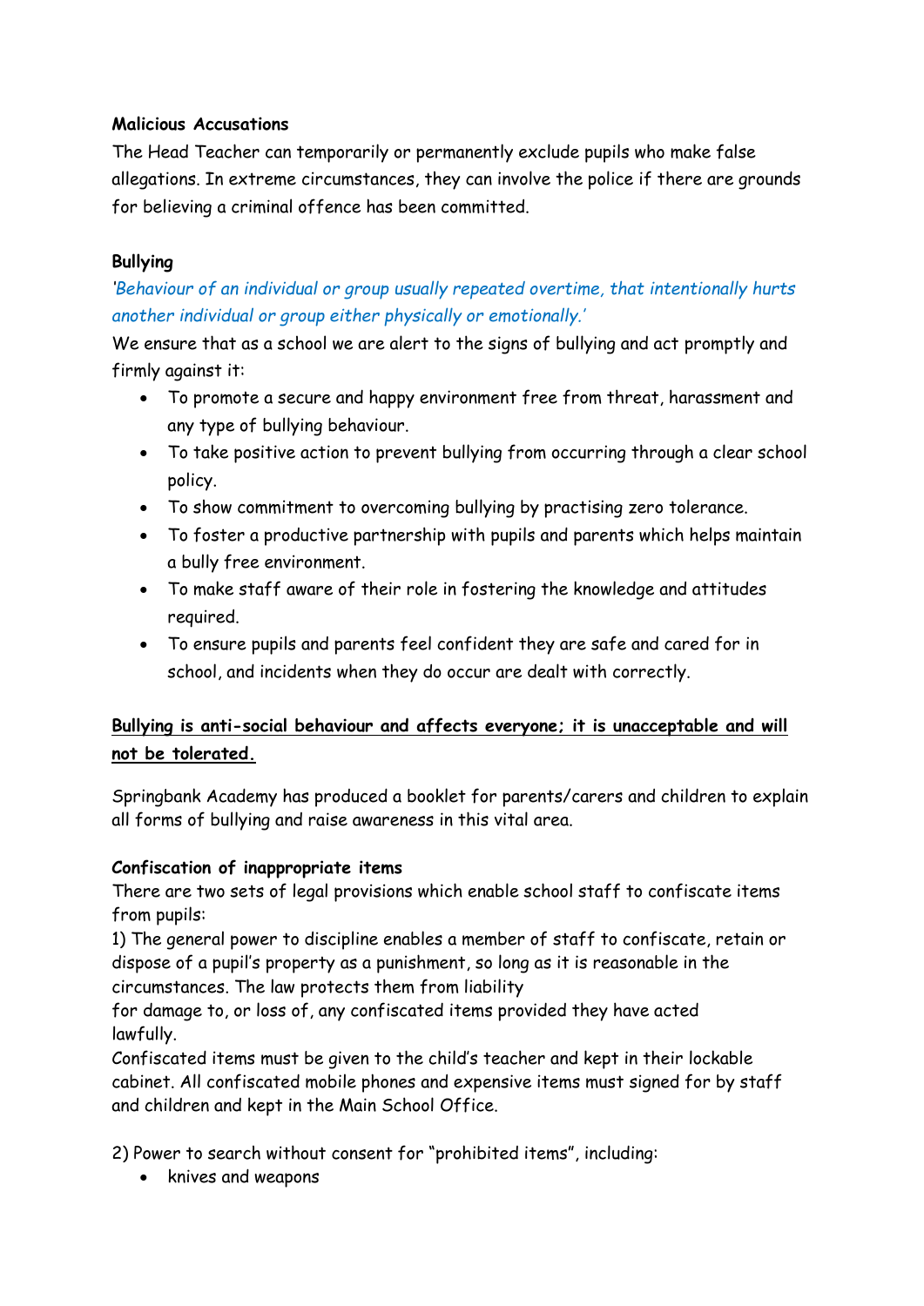**Malicious Accusations**

The Head Teacher can temporarily or permanently exclude pupils who make false allegations. In extreme circumstances, they can involve the police if there are grounds for believing a criminal offence has been committed.

**Bullying**

*'Behaviour of an individual or group usually repeated overtime, that intentionally hurts another individual or group either physically or emotionally.'*

We ensure that as a school we are alert to the signs of bullying and act promptly and firmly against it:

- To promote a secure and happy environment free from threat, harassment and any type of bullying behaviour.
- To take positive action to prevent bullying from occurring through a clear school policy.
- To show commitment to overcoming bullying by practising zero tolerance.
- To foster a productive partnership with pupils and parents which helps maintain a bully free environment.
- To make staff aware of their role in fostering the knowledge and attitudes required.
- To ensure pupils and parents feel confident they are safe and cared for in school, and incidents when they do occur are dealt with correctly.

<u>**Bullying is anti-social behaviour and affects everyone; it is unacceptable and will not be tolerated.**</u>

Springbank Academy has produced a booklet for parents/carers and children to explain all forms of bullying and raise awareness in this vital area.

**Confiscation of inappropriate items**

There are two sets of legal provisions which enable school staff to confiscate items from pupils:

1) The general power to discipline enables a member of staff to confiscate, retain or dispose of a pupil's property as a punishment, so long as it is reasonable in the circumstances. The law protects them from liability for damage to, or loss of, any confiscated items provided they have acted lawfully.

Confiscated items must be given to the child's teacher and kept in their lockable cabinet. All confiscated mobile phones and expensive items must signed for by staff and children and kept in the Main School Office.

2) Power to search without consent for "prohibited items", including:

- knives and weapons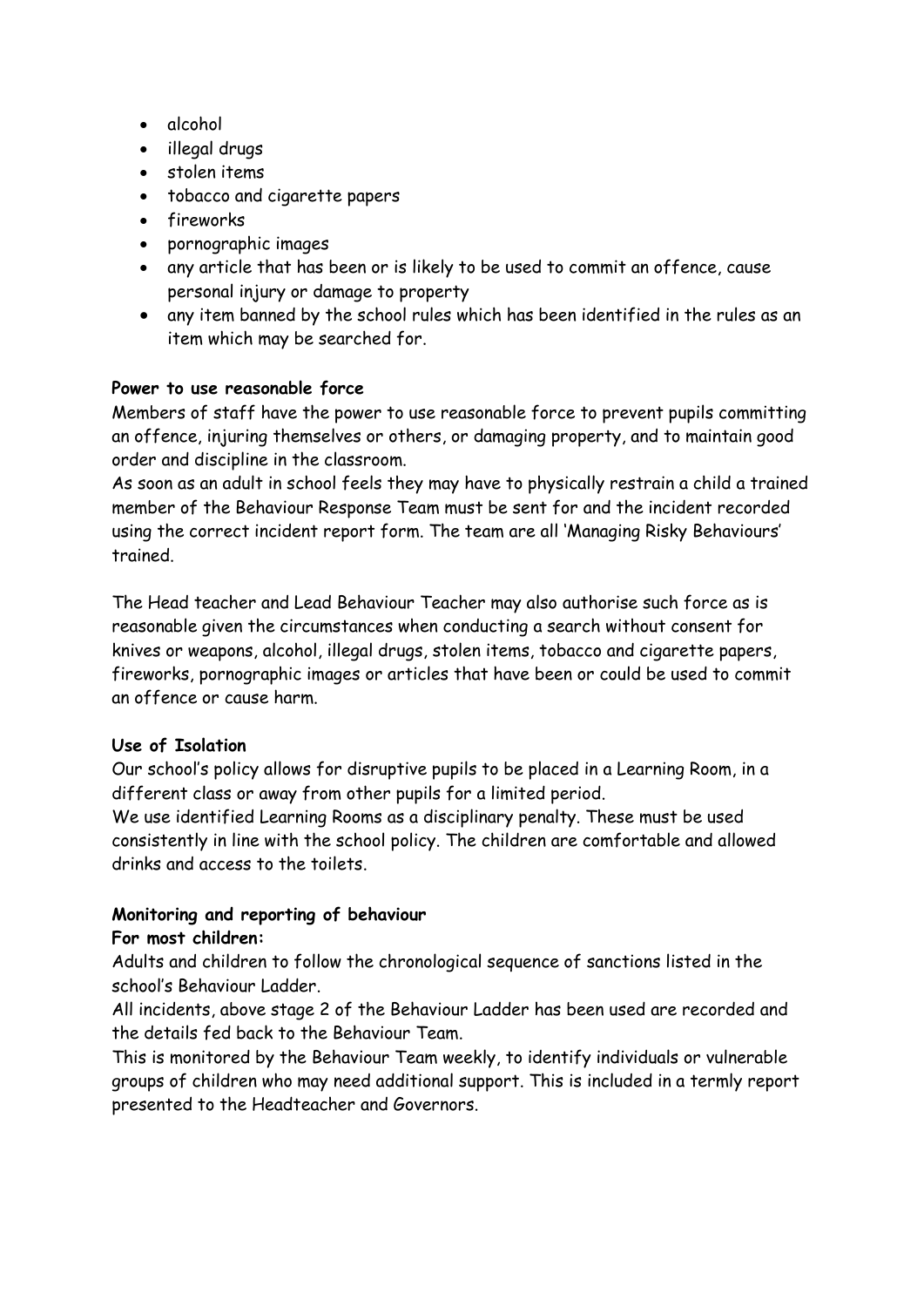- alcohol
- illegal drugs
- stolen items
- tobacco and cigarette papers
- fireworks
- pornographic images
- any article that has been or is likely to be used to commit an offence, cause personal injury or damage to property
- any item banned by the school rules which has been identified in the rules as an item which may be searched for.

**Power to use reasonable force**

Members of staff have the power to use reasonable force to prevent pupils committing an offence, injuring themselves or others, or damaging property, and to maintain good order and discipline in the classroom.

As soon as an adult in school feels they may have to physically restrain a child a trained member of the Behaviour Response Team must be sent for and the incident recorded using the correct incident report form. The team are all 'Managing Risky Behaviours' trained.

The Head teacher and Lead Behaviour Teacher may also authorise such force as is reasonable given the circumstances when conducting a search without consent for knives or weapons, alcohol, illegal drugs, stolen items, tobacco and cigarette papers, fireworks, pornographic images or articles that have been or could be used to commit an offence or cause harm.

**Use of Isolation**

Our school's policy allows for disruptive pupils to be placed in a Learning Room, in a different class or away from other pupils for a limited period.

We use identified Learning Rooms as a disciplinary penalty. These must be used consistently in line with the school policy. The children are comfortable and allowed drinks and access to the toilets.

**Monitoring and reporting of behaviour**

**For most children:**

Adults and children to follow the chronological sequence of sanctions listed in the school's Behaviour Ladder.

All incidents, above stage 2 of the Behaviour Ladder has been used are recorded and the details fed back to the Behaviour Team.

This is monitored by the Behaviour Team weekly, to identify individuals or vulnerable groups of children who may need additional support. This is included in a termly report presented to the Headteacher and Governors.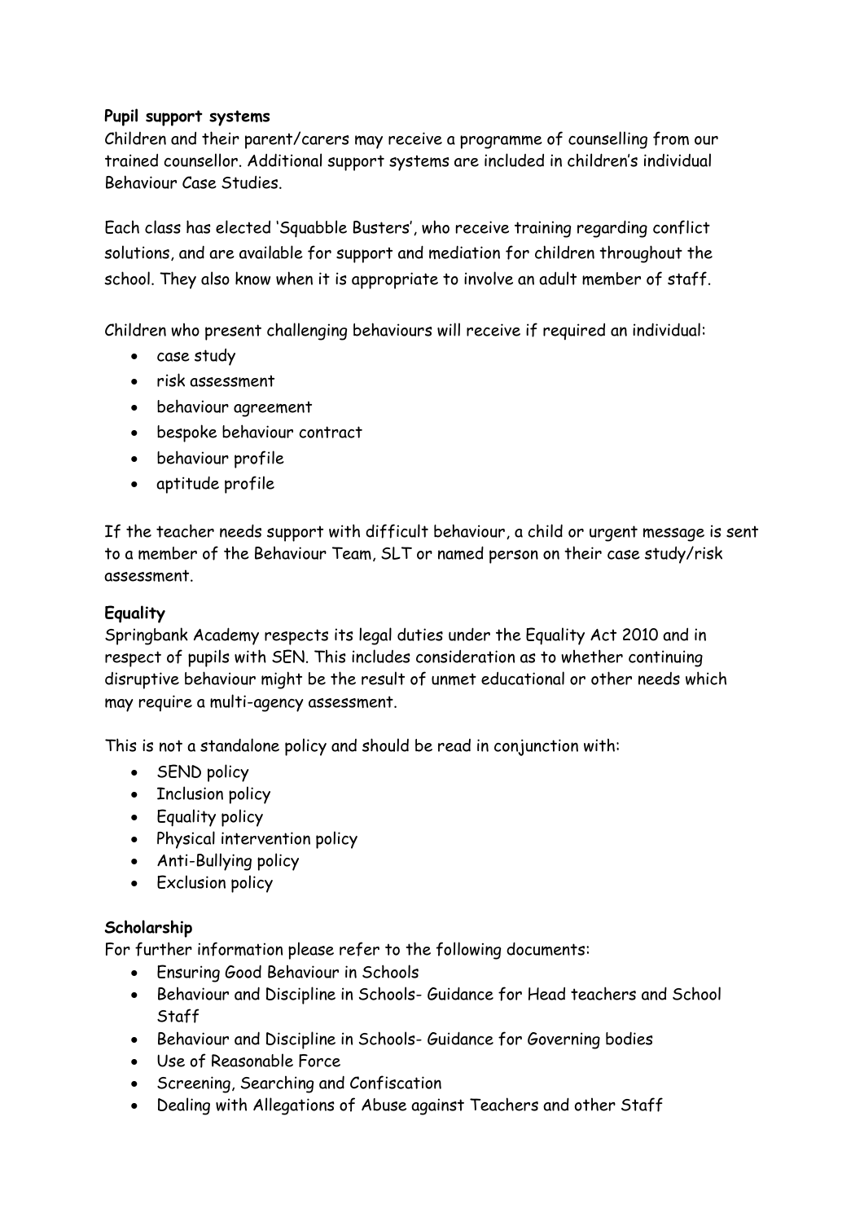**Pupil support systems**
Children and their parent/carers may receive a programme of counselling from our trained counsellor. Additional support systems are included in children's individual Behaviour Case Studies.

Each class has elected 'Squabble Busters', who receive training regarding conflict solutions, and are available for support and mediation for children throughout the school. They also know when it is appropriate to involve an adult member of staff.

Children who present challenging behaviours will receive if required an individual:

- case study
- risk assessment
- behaviour agreement
- bespoke behaviour contract
- behaviour profile
- aptitude profile

If the teacher needs support with difficult behaviour, a child or urgent message is sent to a member of the Behaviour Team, SLT or named person on their case study/risk assessment.

**Equality**
Springbank Academy respects its legal duties under the Equality Act 2010 and in respect of pupils with SEN. This includes consideration as to whether continuing disruptive behaviour might be the result of unmet educational or other needs which may require a multi-agency assessment.

This is not a standalone policy and should be read in conjunction with:

- SEND policy
- Inclusion policy
- Equality policy
- Physical intervention policy
- Anti-Bullying policy
- Exclusion policy

**Scholarship**
For further information please refer to the following documents:

- Ensuring Good Behaviour in Schools
- Behaviour and Discipline in Schools- Guidance for Head teachers and School Staff
- Behaviour and Discipline in Schools- Guidance for Governing bodies
- Use of Reasonable Force
- Screening, Searching and Confiscation
- Dealing with Allegations of Abuse against Teachers and other Staff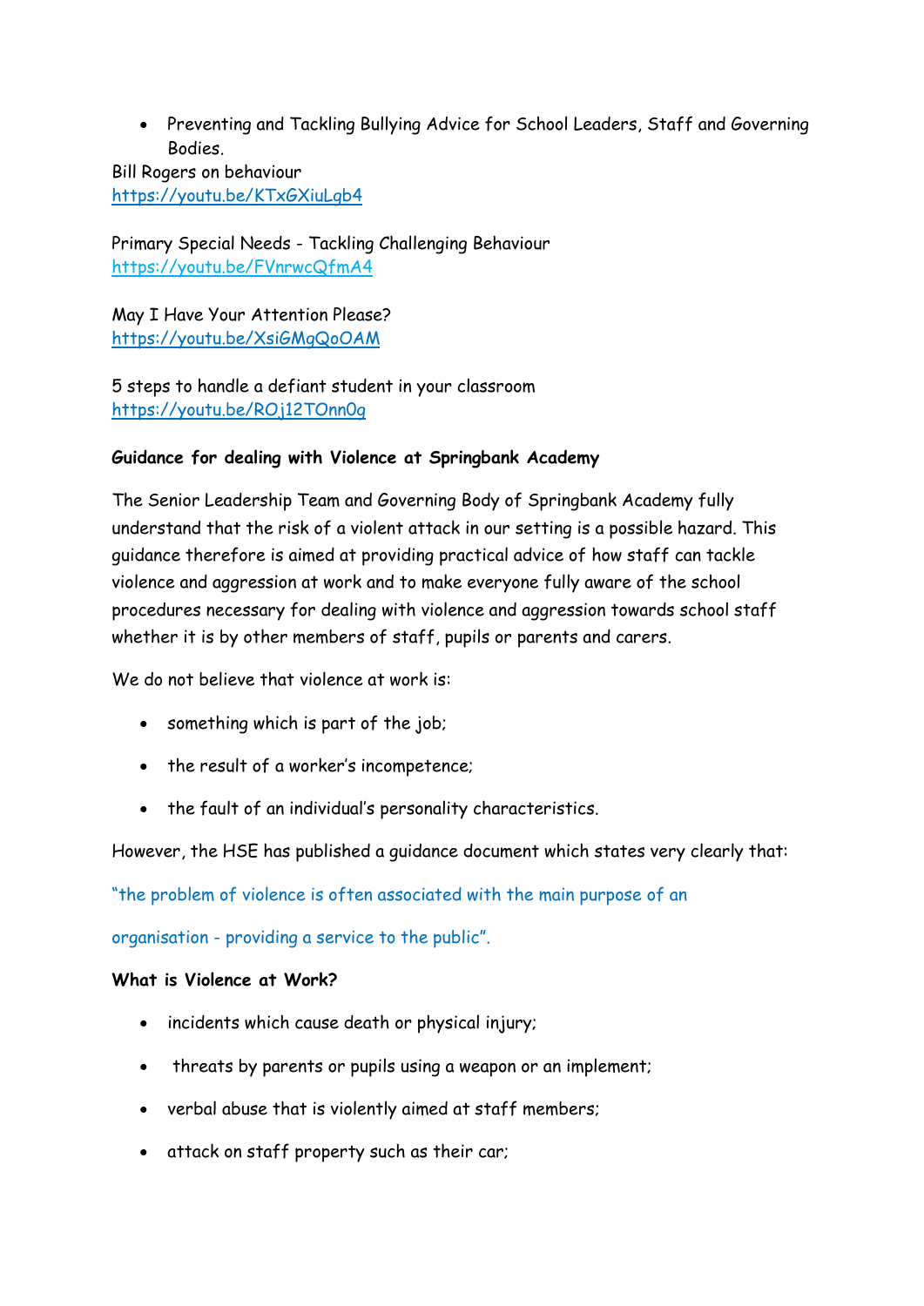- Preventing and Tackling Bullying Advice for School Leaders, Staff and Governing Bodies.

Bill Rogers on behaviour
https://youtu.be/KTxGXiuLgb4

Primary Special Needs - Tackling Challenging Behaviour
https://youtu.be/FVnrwcQfmA4

May I Have Your Attention Please?
https://youtu.be/XsiGMgQoOAM

5 steps to handle a defiant student in your classroom
https://youtu.be/ROj12TOnn0g

**Guidance for dealing with Violence at Springbank Academy**

The Senior Leadership Team and Governing Body of Springbank Academy fully understand that the risk of a violent attack in our setting is a possible hazard. This guidance therefore is aimed at providing practical advice of how staff can tackle violence and aggression at work and to make everyone fully aware of the school procedures necessary for dealing with violence and aggression towards school staff whether it is by other members of staff, pupils or parents and carers.

We do not believe that violence at work is:

- something which is part of the job;
- the result of a worker's incompetence;
- the fault of an individual's personality characteristics.

However, the HSE has published a guidance document which states very clearly that:

"the problem of violence is often associated with the main purpose of an organisation - providing a service to the public".

**What is Violence at Work?**

- incidents which cause death or physical injury;
- threats by parents or pupils using a weapon or an implement;
- verbal abuse that is violently aimed at staff members;
- attack on staff property such as their car;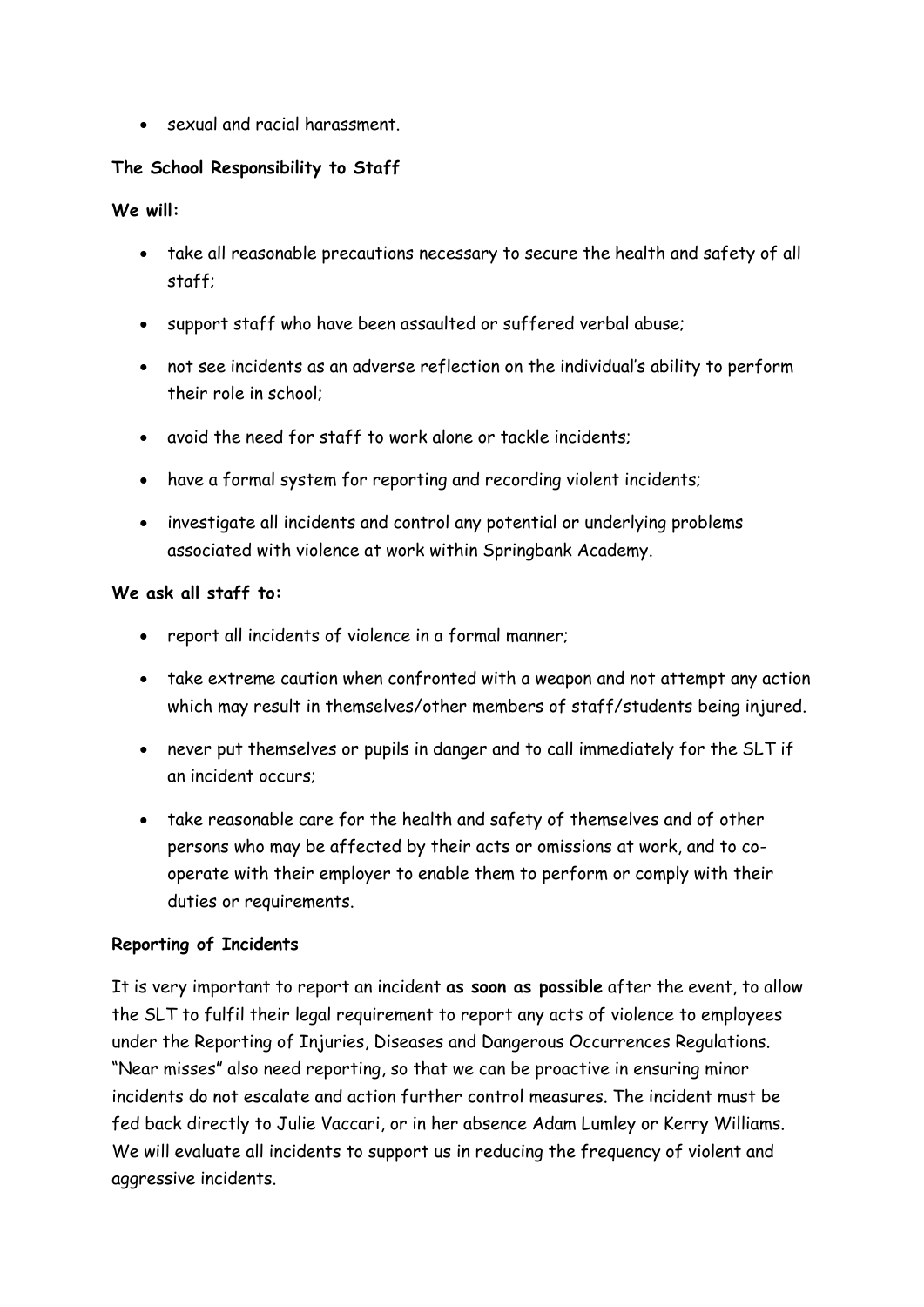- sexual and racial harassment.

**The School Responsibility to Staff**

**We will:**

- take all reasonable precautions necessary to secure the health and safety of all staff;
- support staff who have been assaulted or suffered verbal abuse;
- not see incidents as an adverse reflection on the individual's ability to perform their role in school;
- avoid the need for staff to work alone or tackle incidents;
- have a formal system for reporting and recording violent incidents;
- investigate all incidents and control any potential or underlying problems associated with violence at work within Springbank Academy.

**We ask all staff to:**

- report all incidents of violence in a formal manner;
- take extreme caution when confronted with a weapon and not attempt any action which may result in themselves/other members of staff/students being injured.
- never put themselves or pupils in danger and to call immediately for the SLT if an incident occurs;
- take reasonable care for the health and safety of themselves and of other persons who may be affected by their acts or omissions at work, and to co-operate with their employer to enable them to perform or comply with their duties or requirements.

**Reporting of Incidents**

It is very important to report an incident **as soon as possible** after the event, to allow the SLT to fulfil their legal requirement to report any acts of violence to employees under the Reporting of Injuries, Diseases and Dangerous Occurrences Regulations. "Near misses" also need reporting, so that we can be proactive in ensuring minor incidents do not escalate and action further control measures. The incident must be fed back directly to Julie Vaccari, or in her absence Adam Lumley or Kerry Williams. We will evaluate all incidents to support us in reducing the frequency of violent and aggressive incidents.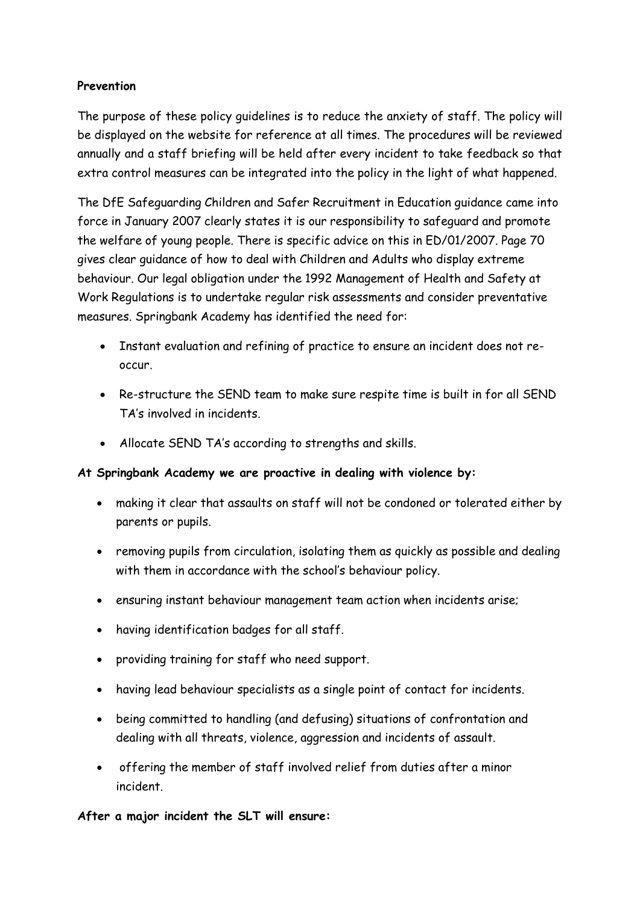**Prevention**

The purpose of these policy guidelines is to reduce the anxiety of staff. The policy will be displayed on the website for reference at all times. The procedures will be reviewed annually and a staff briefing will be held after every incident to take feedback so that extra control measures can be integrated into the policy in the light of what happened.

The DfE Safeguarding Children and Safer Recruitment in Education guidance came into force in January 2007 clearly states it is our responsibility to safeguard and promote the welfare of young people. There is specific advice on this in ED/01/2007. Page 70 gives clear guidance of how to deal with Children and Adults who display extreme behaviour. Our legal obligation under the 1992 Management of Health and Safety at Work Regulations is to undertake regular risk assessments and consider preventative measures. Springbank Academy has identified the need for:

- Instant evaluation and refining of practice to ensure an incident does not re-occur.
- Re-structure the SEND team to make sure respite time is built in for all SEND TA's involved in incidents.
- Allocate SEND TA's according to strengths and skills.

**At Springbank Academy we are proactive in dealing with violence by:**

- making it clear that assaults on staff will not be condoned or tolerated either by parents or pupils.
- removing pupils from circulation, isolating them as quickly as possible and dealing with them in accordance with the school's behaviour policy.
- ensuring instant behaviour management team action when incidents arise;
- having identification badges for all staff.
- providing training for staff who need support.
- having lead behaviour specialists as a single point of contact for incidents.
- being committed to handling (and defusing) situations of confrontation and dealing with all threats, violence, aggression and incidents of assault.
- offering the member of staff involved relief from duties after a minor incident.

**After a major incident the SLT will ensure:**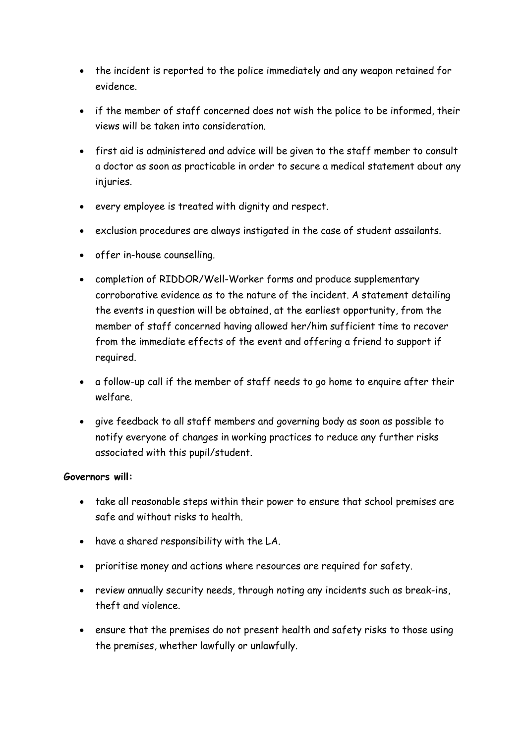- the incident is reported to the police immediately and any weapon retained for evidence.
- if the member of staff concerned does not wish the police to be informed, their views will be taken into consideration.
- first aid is administered and advice will be given to the staff member to consult a doctor as soon as practicable in order to secure a medical statement about any injuries.
- every employee is treated with dignity and respect.
- exclusion procedures are always instigated in the case of student assailants.
- offer in-house counselling.
- completion of RIDDOR/Well-Worker forms and produce supplementary corroborative evidence as to the nature of the incident. A statement detailing the events in question will be obtained, at the earliest opportunity, from the member of staff concerned having allowed her/him sufficient time to recover from the immediate effects of the event and offering a friend to support if required.
- a follow-up call if the member of staff needs to go home to enquire after their welfare.
- give feedback to all staff members and governing body as soon as possible to notify everyone of changes in working practices to reduce any further risks associated with this pupil/student.

**Governors will:**

- take all reasonable steps within their power to ensure that school premises are safe and without risks to health.
- have a shared responsibility with the LA.
- prioritise money and actions where resources are required for safety.
- review annually security needs, through noting any incidents such as break-ins, theft and violence.
- ensure that the premises do not present health and safety risks to those using the premises, whether lawfully or unlawfully.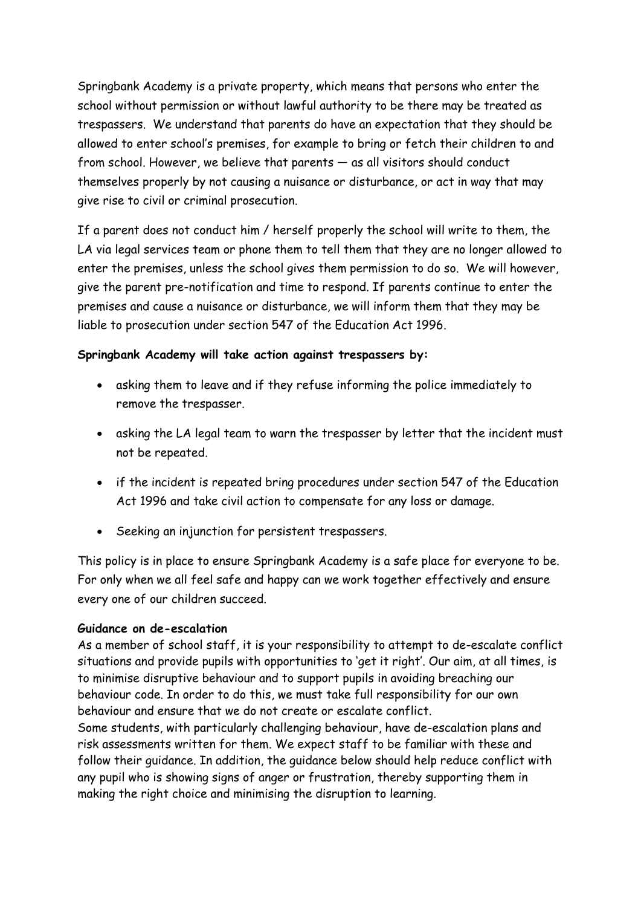Springbank Academy is a private property, which means that persons who enter the school without permission or without lawful authority to be there may be treated as trespassers. We understand that parents do have an expectation that they should be allowed to enter school's premises, for example to bring or fetch their children to and from school. However, we believe that parents — as all visitors should conduct themselves properly by not causing a nuisance or disturbance, or act in way that may give rise to civil or criminal prosecution.

If a parent does not conduct him / herself properly the school will write to them, the LA via legal services team or phone them to tell them that they are no longer allowed to enter the premises, unless the school gives them permission to do so. We will however, give the parent pre-notification and time to respond. If parents continue to enter the premises and cause a nuisance or disturbance, we will inform them that they may be liable to prosecution under section 547 of the Education Act 1996.

**Springbank Academy will take action against trespassers by:**

- asking them to leave and if they refuse informing the police immediately to remove the trespasser.
- asking the LA legal team to warn the trespasser by letter that the incident must not be repeated.
- if the incident is repeated bring procedures under section 547 of the Education Act 1996 and take civil action to compensate for any loss or damage.
- Seeking an injunction for persistent trespassers.

This policy is in place to ensure Springbank Academy is a safe place for everyone to be. For only when we all feel safe and happy can we work together effectively and ensure every one of our children succeed.

**Guidance on de-escalation**

As a member of school staff, it is your responsibility to attempt to de-escalate conflict situations and provide pupils with opportunities to 'get it right'. Our aim, at all times, is to minimise disruptive behaviour and to support pupils in avoiding breaching our behaviour code. In order to do this, we must take full responsibility for our own behaviour and ensure that we do not create or escalate conflict.

Some students, with particularly challenging behaviour, have de-escalation plans and risk assessments written for them. We expect staff to be familiar with these and follow their guidance. In addition, the guidance below should help reduce conflict with any pupil who is showing signs of anger or frustration, thereby supporting them in making the right choice and minimising the disruption to learning.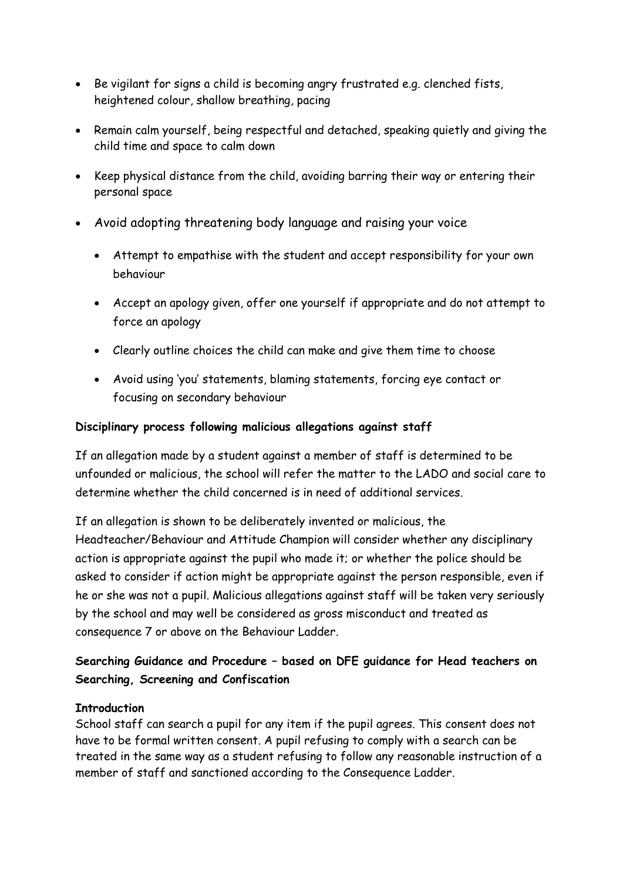- Be vigilant for signs a child is becoming angry frustrated e.g. clenched fists, heightened colour, shallow breathing, pacing
- Remain calm yourself, being respectful and detached, speaking quietly and giving the child time and space to calm down
- Keep physical distance from the child, avoiding barring their way or entering their personal space
- Avoid adopting threatening body language and raising your voice
  - Attempt to empathise with the student and accept responsibility for your own behaviour
  - Accept an apology given, offer one yourself if appropriate and do not attempt to force an apology
  - Clearly outline choices the child can make and give them time to choose
  - Avoid using 'you' statements, blaming statements, forcing eye contact or focusing on secondary behaviour

**Disciplinary process following malicious allegations against staff**

If an allegation made by a student against a member of staff is determined to be unfounded or malicious, the school will refer the matter to the LADO and social care to determine whether the child concerned is in need of additional services.

If an allegation is shown to be deliberately invented or malicious, the Headteacher/Behaviour and Attitude Champion will consider whether any disciplinary action is appropriate against the pupil who made it; or whether the police should be asked to consider if action might be appropriate against the person responsible, even if he or she was not a pupil. Malicious allegations against staff will be taken very seriously by the school and may well be considered as gross misconduct and treated as consequence 7 or above on the Behaviour Ladder.

**Searching Guidance and Procedure – based on DFE guidance for Head teachers on Searching, Screening and Confiscation**

**Introduction**

School staff can search a pupil for any item if the pupil agrees. This consent does not have to be formal written consent. A pupil refusing to comply with a search can be treated in the same way as a student refusing to follow any reasonable instruction of a member of staff and sanctioned according to the Consequence Ladder.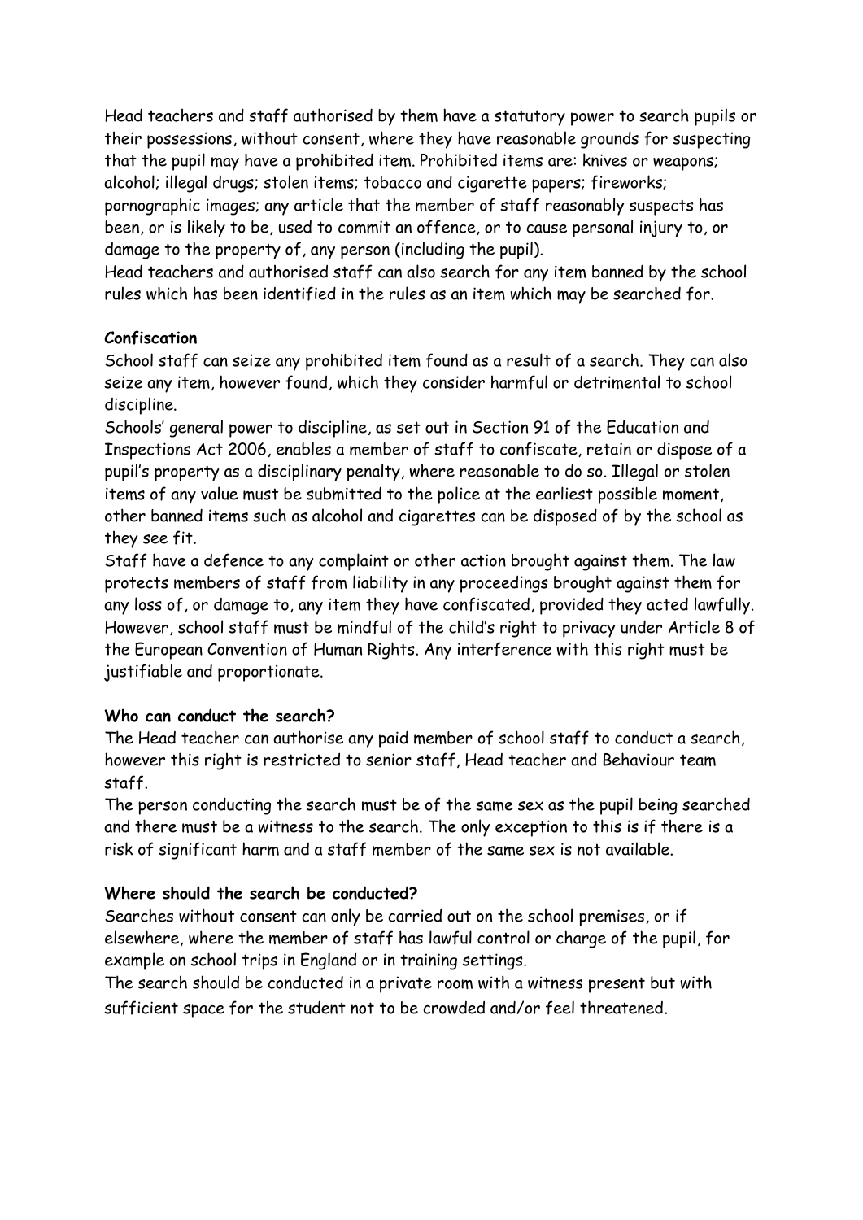Head teachers and staff authorised by them have a statutory power to search pupils or their possessions, without consent, where they have reasonable grounds for suspecting that the pupil may have a prohibited item. Prohibited items are: knives or weapons; alcohol; illegal drugs; stolen items; tobacco and cigarette papers; fireworks; pornographic images; any article that the member of staff reasonably suspects has been, or is likely to be, used to commit an offence, or to cause personal injury to, or damage to the property of, any person (including the pupil).
Head teachers and authorised staff can also search for any item banned by the school rules which has been identified in the rules as an item which may be searched for.

**Confiscation**
School staff can seize any prohibited item found as a result of a search. They can also seize any item, however found, which they consider harmful or detrimental to school discipline.
Schools' general power to discipline, as set out in Section 91 of the Education and Inspections Act 2006, enables a member of staff to confiscate, retain or dispose of a pupil's property as a disciplinary penalty, where reasonable to do so. Illegal or stolen items of any value must be submitted to the police at the earliest possible moment, other banned items such as alcohol and cigarettes can be disposed of by the school as they see fit.
Staff have a defence to any complaint or other action brought against them. The law protects members of staff from liability in any proceedings brought against them for any loss of, or damage to, any item they have confiscated, provided they acted lawfully. However, school staff must be mindful of the child's right to privacy under Article 8 of the European Convention of Human Rights. Any interference with this right must be justifiable and proportionate.

**Who can conduct the search?**
The Head teacher can authorise any paid member of school staff to conduct a search, however this right is restricted to senior staff, Head teacher and Behaviour team staff.
The person conducting the search must be of the same sex as the pupil being searched and there must be a witness to the search. The only exception to this is if there is a risk of significant harm and a staff member of the same sex is not available.

**Where should the search be conducted?**
Searches without consent can only be carried out on the school premises, or if elsewhere, where the member of staff has lawful control or charge of the pupil, for example on school trips in England or in training settings.
The search should be conducted in a private room with a witness present but with sufficient space for the student not to be crowded and/or feel threatened.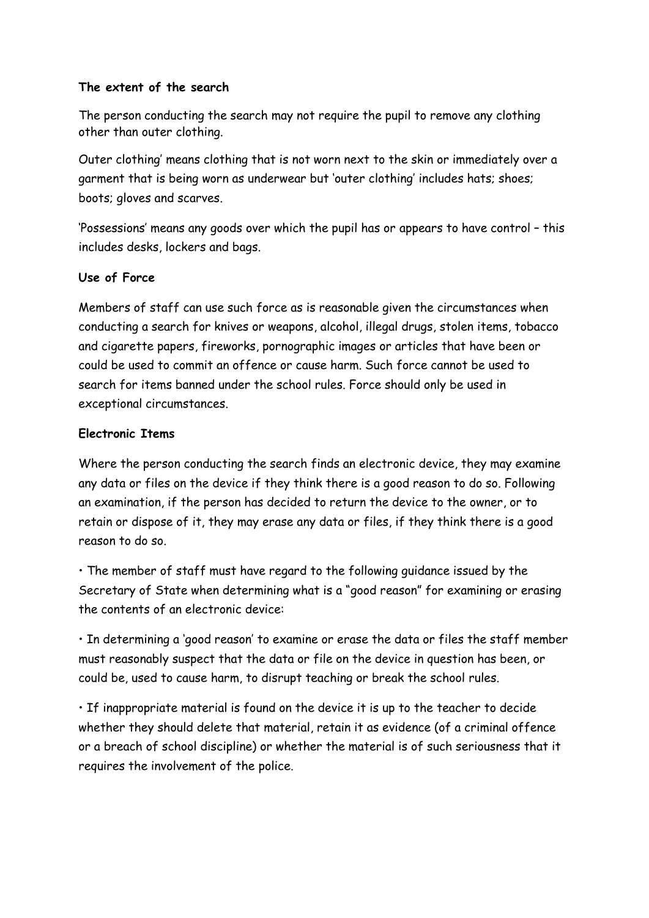**The extent of the search**

The person conducting the search may not require the pupil to remove any clothing other than outer clothing.

Outer clothing' means clothing that is not worn next to the skin or immediately over a garment that is being worn as underwear but 'outer clothing' includes hats; shoes; boots; gloves and scarves.

'Possessions' means any goods over which the pupil has or appears to have control – this includes desks, lockers and bags.

**Use of Force**

Members of staff can use such force as is reasonable given the circumstances when conducting a search for knives or weapons, alcohol, illegal drugs, stolen items, tobacco and cigarette papers, fireworks, pornographic images or articles that have been or could be used to commit an offence or cause harm. Such force cannot be used to search for items banned under the school rules. Force should only be used in exceptional circumstances.

**Electronic Items**

Where the person conducting the search finds an electronic device, they may examine any data or files on the device if they think there is a good reason to do so. Following an examination, if the person has decided to return the device to the owner, or to retain or dispose of it, they may erase any data or files, if they think there is a good reason to do so.

• The member of staff must have regard to the following guidance issued by the Secretary of State when determining what is a "good reason" for examining or erasing the contents of an electronic device:

• In determining a 'good reason' to examine or erase the data or files the staff member must reasonably suspect that the data or file on the device in question has been, or could be, used to cause harm, to disrupt teaching or break the school rules.

• If inappropriate material is found on the device it is up to the teacher to decide whether they should delete that material, retain it as evidence (of a criminal offence or a breach of school discipline) or whether the material is of such seriousness that it requires the involvement of the police.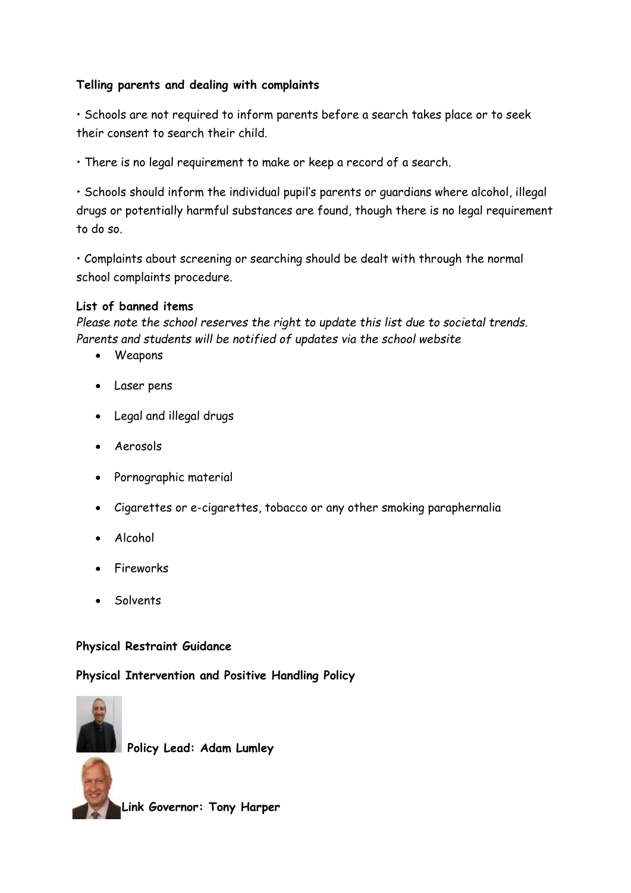**Telling parents and dealing with complaints**

• Schools are not required to inform parents before a search takes place or to seek their consent to search their child.

• There is no legal requirement to make or keep a record of a search.

• Schools should inform the individual pupil's parents or guardians where alcohol, illegal drugs or potentially harmful substances are found, though there is no legal requirement to do so.

• Complaints about screening or searching should be dealt with through the normal school complaints procedure.

**List of banned items**

*Please note the school reserves the right to update this list due to societal trends. Parents and students will be notified of updates via the school website*

- Weapons
- Laser pens
- Legal and illegal drugs
- Aerosols
- Pornographic material
- Cigarettes or e-cigarettes, tobacco or any other smoking paraphernalia
- Alcohol
- Fireworks
- Solvents

**Physical Restraint Guidance**

**Physical Intervention and Positive Handling Policy**

**Policy Lead: Adam Lumley**

**Link Governor: Tony Harper**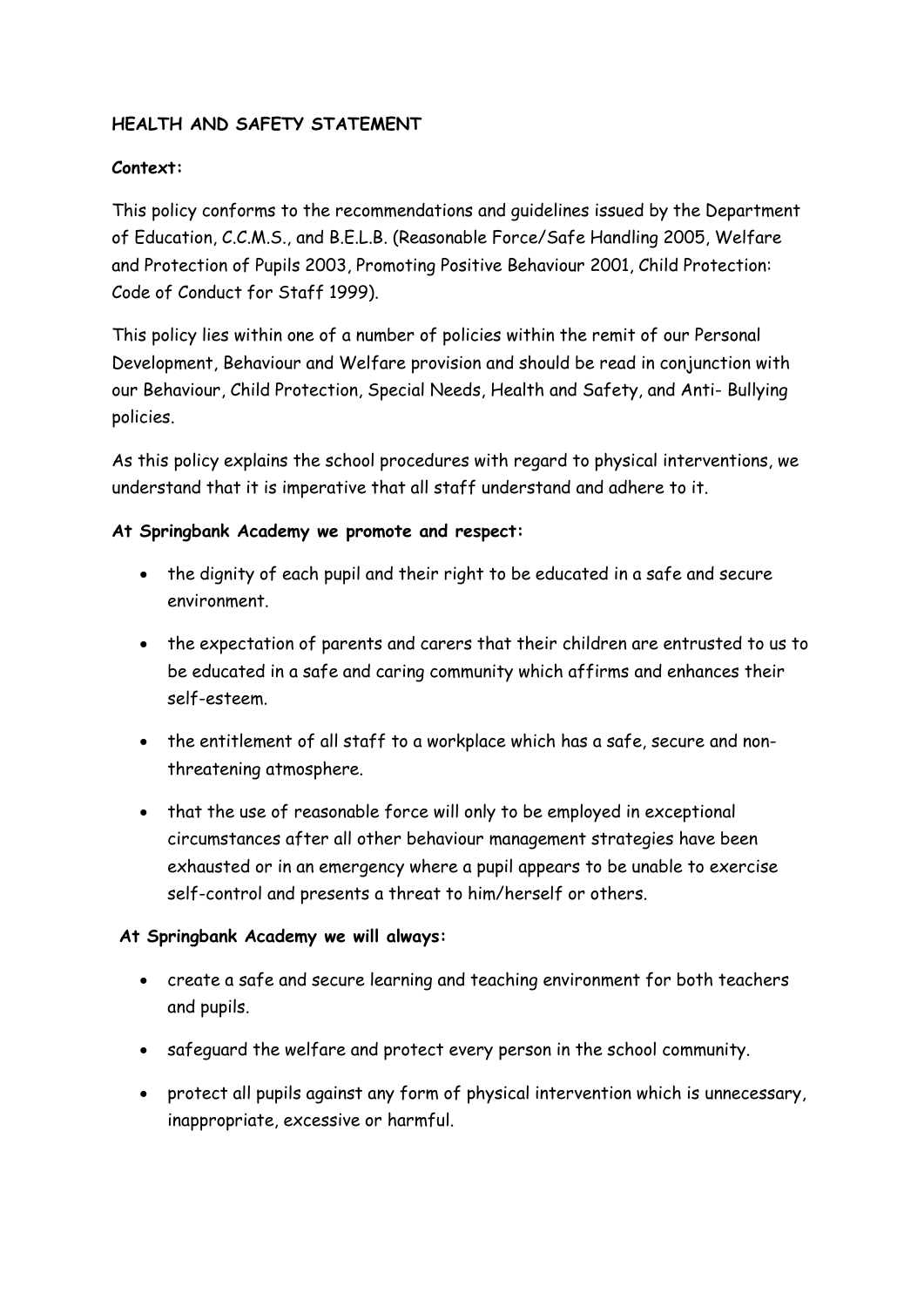## HEALTH AND SAFETY STATEMENT

**Context:**

This policy conforms to the recommendations and guidelines issued by the Department of Education, C.C.M.S., and B.E.L.B. (Reasonable Force/Safe Handling 2005, Welfare and Protection of Pupils 2003, Promoting Positive Behaviour 2001, Child Protection: Code of Conduct for Staff 1999).

This policy lies within one of a number of policies within the remit of our Personal Development, Behaviour and Welfare provision and should be read in conjunction with our Behaviour, Child Protection, Special Needs, Health and Safety, and Anti- Bullying policies.

As this policy explains the school procedures with regard to physical interventions, we understand that it is imperative that all staff understand and adhere to it.

**At Springbank Academy we promote and respect:**

- the dignity of each pupil and their right to be educated in a safe and secure environment.
- the expectation of parents and carers that their children are entrusted to us to be educated in a safe and caring community which affirms and enhances their self-esteem.
- the entitlement of all staff to a workplace which has a safe, secure and non-threatening atmosphere.
- that the use of reasonable force will only to be employed in exceptional circumstances after all other behaviour management strategies have been exhausted or in an emergency where a pupil appears to be unable to exercise self-control and presents a threat to him/herself or others.

**At Springbank Academy we will always:**

- create a safe and secure learning and teaching environment for both teachers and pupils.
- safeguard the welfare and protect every person in the school community.
- protect all pupils against any form of physical intervention which is unnecessary, inappropriate, excessive or harmful.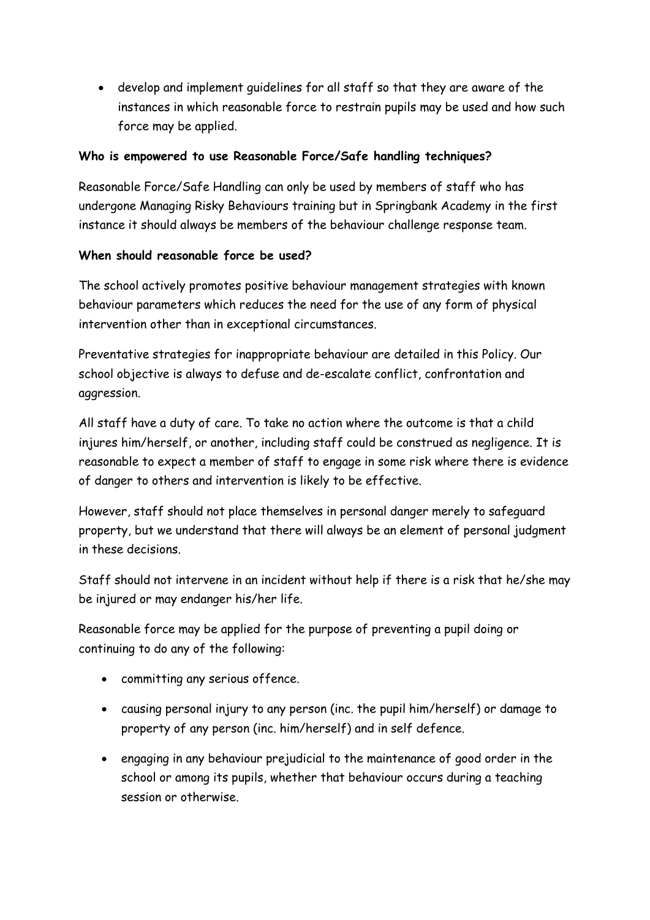- develop and implement guidelines for all staff so that they are aware of the instances in which reasonable force to restrain pupils may be used and how such force may be applied.

**Who is empowered to use Reasonable Force/Safe handling techniques?**

Reasonable Force/Safe Handling can only be used by members of staff who has undergone Managing Risky Behaviours training but in Springbank Academy in the first instance it should always be members of the behaviour challenge response team.

**When should reasonable force be used?**

The school actively promotes positive behaviour management strategies with known behaviour parameters which reduces the need for the use of any form of physical intervention other than in exceptional circumstances.

Preventative strategies for inappropriate behaviour are detailed in this Policy. Our school objective is always to defuse and de-escalate conflict, confrontation and aggression.

All staff have a duty of care. To take no action where the outcome is that a child injures him/herself, or another, including staff could be construed as negligence. It is reasonable to expect a member of staff to engage in some risk where there is evidence of danger to others and intervention is likely to be effective.

However, staff should not place themselves in personal danger merely to safeguard property, but we understand that there will always be an element of personal judgment in these decisions.

Staff should not intervene in an incident without help if there is a risk that he/she may be injured or may endanger his/her life.

Reasonable force may be applied for the purpose of preventing a pupil doing or continuing to do any of the following:

- committing any serious offence.
- causing personal injury to any person (inc. the pupil him/herself) or damage to property of any person (inc. him/herself) and in self defence.
- engaging in any behaviour prejudicial to the maintenance of good order in the school or among its pupils, whether that behaviour occurs during a teaching session or otherwise.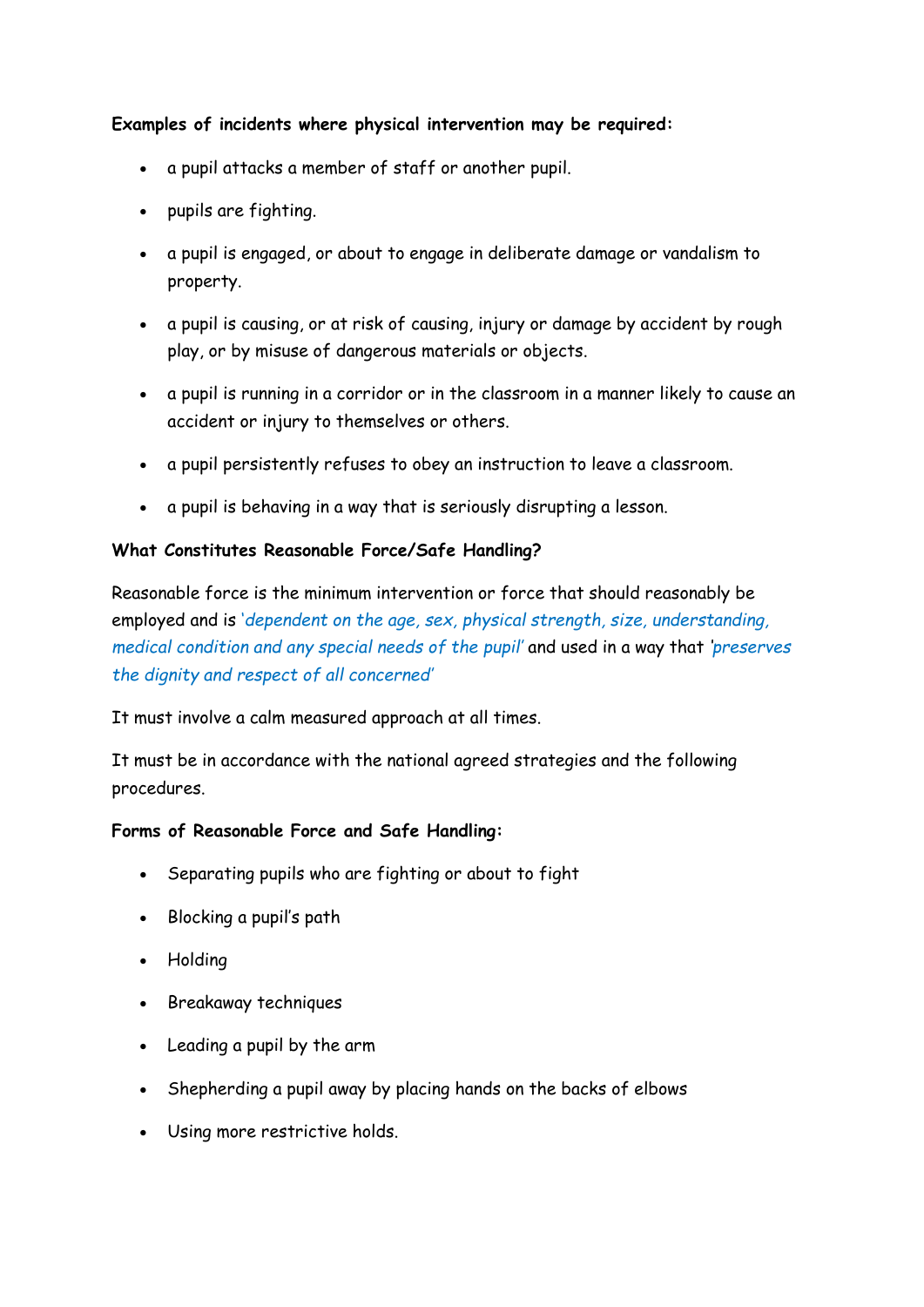**Examples of incidents where physical intervention may be required:**

- a pupil attacks a member of staff or another pupil.
- pupils are fighting.
- a pupil is engaged, or about to engage in deliberate damage or vandalism to property.
- a pupil is causing, or at risk of causing, injury or damage by accident by rough play, or by misuse of dangerous materials or objects.
- a pupil is running in a corridor or in the classroom in a manner likely to cause an accident or injury to themselves or others.
- a pupil persistently refuses to obey an instruction to leave a classroom.
- a pupil is behaving in a way that is seriously disrupting a lesson.

**What Constitutes Reasonable Force/Safe Handling?**

Reasonable force is the minimum intervention or force that should reasonably be employed and is *'dependent on the age, sex, physical strength, size, understanding, medical condition and any special needs of the pupil'* and used in a way that *'preserves the dignity and respect of all concerned'*

It must involve a calm measured approach at all times.

It must be in accordance with the national agreed strategies and the following procedures.

**Forms of Reasonable Force and Safe Handling:**

- Separating pupils who are fighting or about to fight
- Blocking a pupil's path
- Holding
- Breakaway techniques
- Leading a pupil by the arm
- Shepherding a pupil away by placing hands on the backs of elbows
- Using more restrictive holds.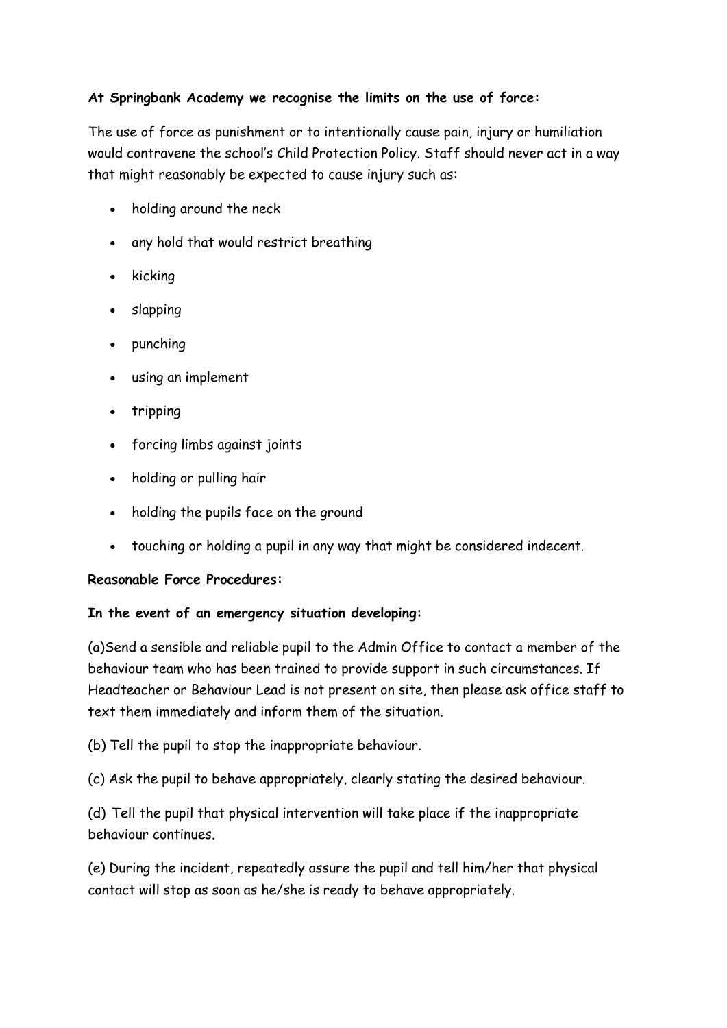**At Springbank Academy we recognise the limits on the use of force:**

The use of force as punishment or to intentionally cause pain, injury or humiliation would contravene the school's Child Protection Policy. Staff should never act in a way that might reasonably be expected to cause injury such as:

- holding around the neck
- any hold that would restrict breathing
- kicking
- slapping
- punching
- using an implement
- tripping
- forcing limbs against joints
- holding or pulling hair
- holding the pupils face on the ground
- touching or holding a pupil in any way that might be considered indecent.

**Reasonable Force Procedures:**

**In the event of an emergency situation developing:**

(a)Send a sensible and reliable pupil to the Admin Office to contact a member of the behaviour team who has been trained to provide support in such circumstances. If Headteacher or Behaviour Lead is not present on site, then please ask office staff to text them immediately and inform them of the situation.

(b) Tell the pupil to stop the inappropriate behaviour.

(c) Ask the pupil to behave appropriately, clearly stating the desired behaviour.

(d) Tell the pupil that physical intervention will take place if the inappropriate behaviour continues.

(e) During the incident, repeatedly assure the pupil and tell him/her that physical contact will stop as soon as he/she is ready to behave appropriately.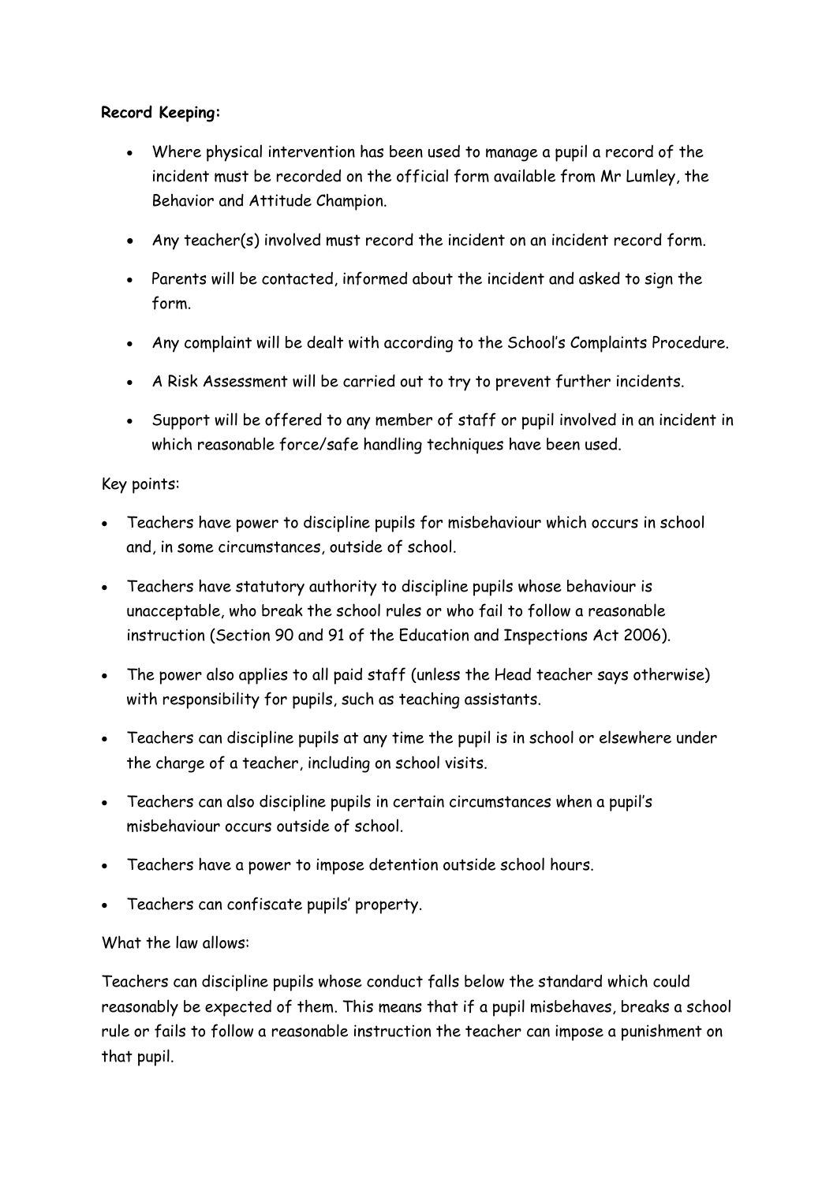**Record Keeping:**

- Where physical intervention has been used to manage a pupil a record of the incident must be recorded on the official form available from Mr Lumley, the Behavior and Attitude Champion.
- Any teacher(s) involved must record the incident on an incident record form.
- Parents will be contacted, informed about the incident and asked to sign the form.
- Any complaint will be dealt with according to the School's Complaints Procedure.
- A Risk Assessment will be carried out to try to prevent further incidents.
- Support will be offered to any member of staff or pupil involved in an incident in which reasonable force/safe handling techniques have been used.

Key points:

- Teachers have power to discipline pupils for misbehaviour which occurs in school and, in some circumstances, outside of school.
- Teachers have statutory authority to discipline pupils whose behaviour is unacceptable, who break the school rules or who fail to follow a reasonable instruction (Section 90 and 91 of the Education and Inspections Act 2006).
- The power also applies to all paid staff (unless the Head teacher says otherwise) with responsibility for pupils, such as teaching assistants.
- Teachers can discipline pupils at any time the pupil is in school or elsewhere under the charge of a teacher, including on school visits.
- Teachers can also discipline pupils in certain circumstances when a pupil's misbehaviour occurs outside of school.
- Teachers have a power to impose detention outside school hours.
- Teachers can confiscate pupils' property.

What the law allows:

Teachers can discipline pupils whose conduct falls below the standard which could reasonably be expected of them. This means that if a pupil misbehaves, breaks a school rule or fails to follow a reasonable instruction the teacher can impose a punishment on that pupil.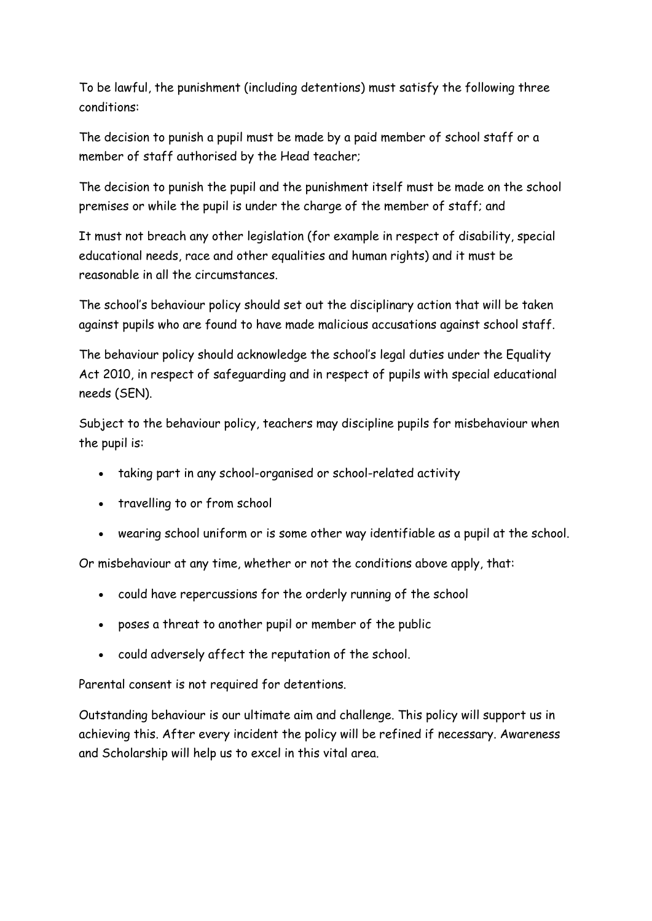To be lawful, the punishment (including detentions) must satisfy the following three conditions:

The decision to punish a pupil must be made by a paid member of school staff or a member of staff authorised by the Head teacher;

The decision to punish the pupil and the punishment itself must be made on the school premises or while the pupil is under the charge of the member of staff; and

It must not breach any other legislation (for example in respect of disability, special educational needs, race and other equalities and human rights) and it must be reasonable in all the circumstances.

The school's behaviour policy should set out the disciplinary action that will be taken against pupils who are found to have made malicious accusations against school staff.

The behaviour policy should acknowledge the school's legal duties under the Equality Act 2010, in respect of safeguarding and in respect of pupils with special educational needs (SEN).

Subject to the behaviour policy, teachers may discipline pupils for misbehaviour when the pupil is:

- taking part in any school-organised or school-related activity
- travelling to or from school
- wearing school uniform or is some other way identifiable as a pupil at the school.

Or misbehaviour at any time, whether or not the conditions above apply, that:

- could have repercussions for the orderly running of the school
- poses a threat to another pupil or member of the public
- could adversely affect the reputation of the school.

Parental consent is not required for detentions.

Outstanding behaviour is our ultimate aim and challenge. This policy will support us in achieving this. After every incident the policy will be refined if necessary. Awareness and Scholarship will help us to excel in this vital area.